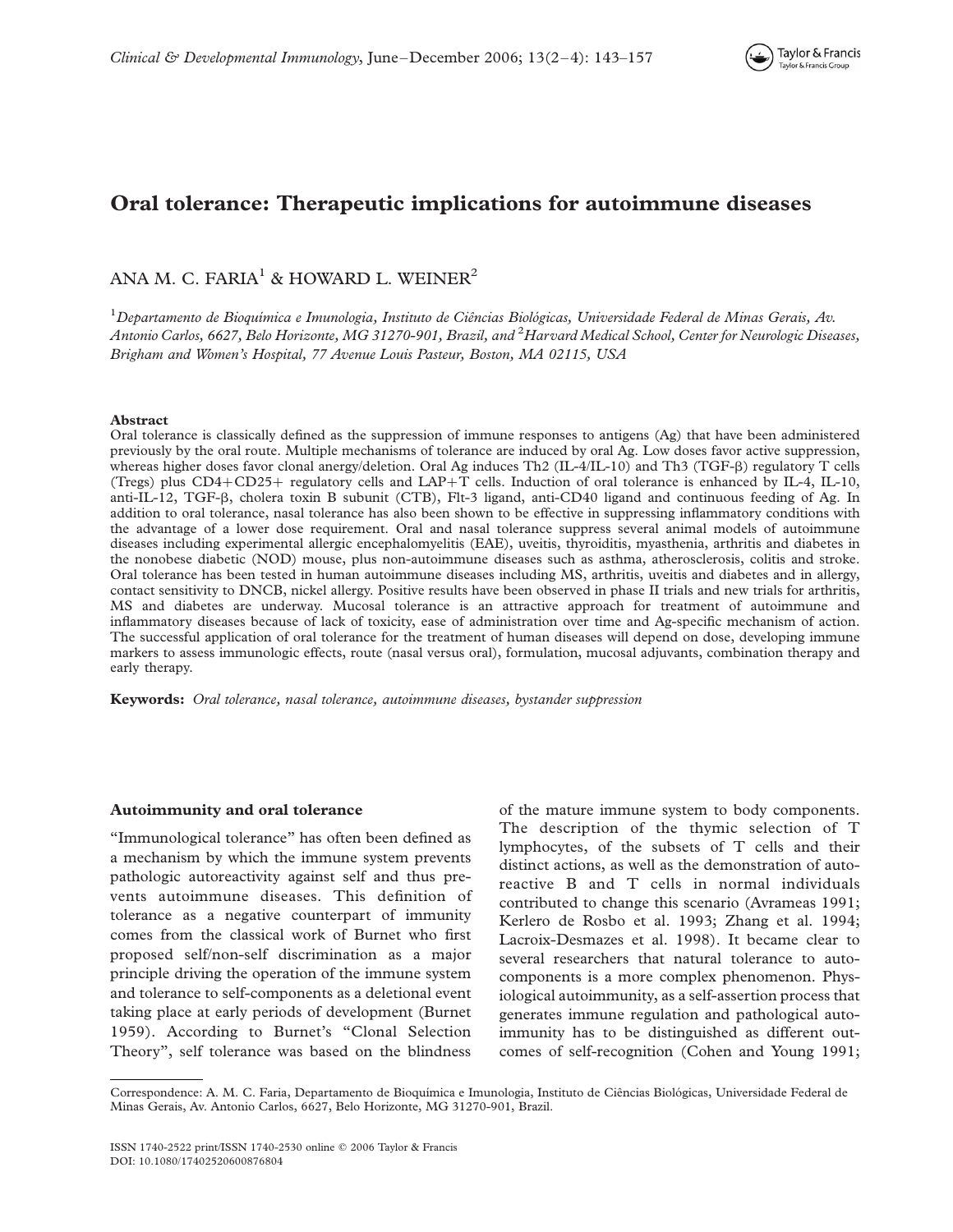# Oral tolerance: Therapeutic implications for autoimmune diseases

ANA M. C. FARIA[1] & HOWARD L. WEINER[2]

[1]*Departamento de Bioquímica e Imunologia, Instituto de Ciências Biológicas, Universidade Federal de Minas Gerais, Av. Antonio Carlos, 6627, Belo Horizonte, MG 31270-901, Brazil, and* [2]*Harvard Medical School, Center for Neurologic Diseases, Brigham and Women's Hospital, 77 Avenue Louis Pasteur, Boston, MA 02115, USA*

## Abstract

Oral tolerance is classically defined as the suppression of immune responses to antigens (Ag) that have been administered previously by the oral route. Multiple mechanisms of tolerance are induced by oral Ag. Low doses favor active suppression, whereas higher doses favor clonal anergy/deletion. Oral Ag induces Th2 (IL-4/IL-10) and Th3 (TGF-β) regulatory T cells (Tregs) plus CD4+CD25+ regulatory cells and LAP+T cells. Induction of oral tolerance is enhanced by IL-4, IL-10, anti-IL-12, TGF-β, cholera toxin B subunit (CTB), Flt-3 ligand, anti-CD40 ligand and continuous feeding of Ag. In addition to oral tolerance, nasal tolerance has also been shown to be effective in suppressing inflammatory conditions with the advantage of a lower dose requirement. Oral and nasal tolerance suppress several animal models of autoimmune diseases including experimental allergic encephalomyelitis (EAE), uveitis, thyroiditis, myasthenia, arthritis and diabetes in the nonobese diabetic (NOD) mouse, plus non-autoimmune diseases such as asthma, atherosclerosis, colitis and stroke. Oral tolerance has been tested in human autoimmune diseases including MS, arthritis, uveitis and diabetes and in allergy, contact sensitivity to DNCB, nickel allergy. Positive results have been observed in phase II trials and new trials for arthritis, MS and diabetes are underway. Mucosal tolerance is an attractive approach for treatment of autoimmune and inflammatory diseases because of lack of toxicity, ease of administration over time and Ag-specific mechanism of action. The successful application of oral tolerance for the treatment of human diseases will depend on dose, developing immune markers to assess immunologic effects, route (nasal versus oral), formulation, mucosal adjuvants, combination therapy and early therapy.

**Keywords:** *Oral tolerance, nasal tolerance, autoimmune diseases, bystander suppression*

## Autoimmunity and oral tolerance

"Immunological tolerance" has often been defined as a mechanism by which the immune system prevents pathologic autoreactivity against self and thus prevents autoimmune diseases. This definition of tolerance as a negative counterpart of immunity comes from the classical work of Burnet who first proposed self/non-self discrimination as a major principle driving the operation of the immune system and tolerance to self-components as a deletional event taking place at early periods of development (Burnet 1959). According to Burnet's "Clonal Selection Theory", self tolerance was based on the blindness of the mature immune system to body components. The description of the thymic selection of T lymphocytes, of the subsets of T cells and their distinct actions, as well as the demonstration of autoreactive B and T cells in normal individuals contributed to change this scenario (Avrameas 1991; Kerlero de Rosbo et al. 1993; Zhang et al. 1994; Lacroix-Desmazes et al. 1998). It became clear to several researchers that natural tolerance to autocomponents is a more complex phenomenon. Physiological autoimmunity, as a self-assertion process that generates immune regulation and pathological autoimmunity has to be distinguished as different outcomes of self-recognition (Cohen and Young 1991;

Correspondence: A. M. C. Faria, Departamento de Bioquímica e Imunologia, Instituto de Ciências Biológicas, Universidade Federal de Minas Gerais, Av. Antonio Carlos, 6627, Belo Horizonte, MG 31270-901, Brazil.

ISSN 1740-2522 print/ISSN 1740-2530 online © 2006 Taylor & Francis
DOI: 10.1080/17402520600876804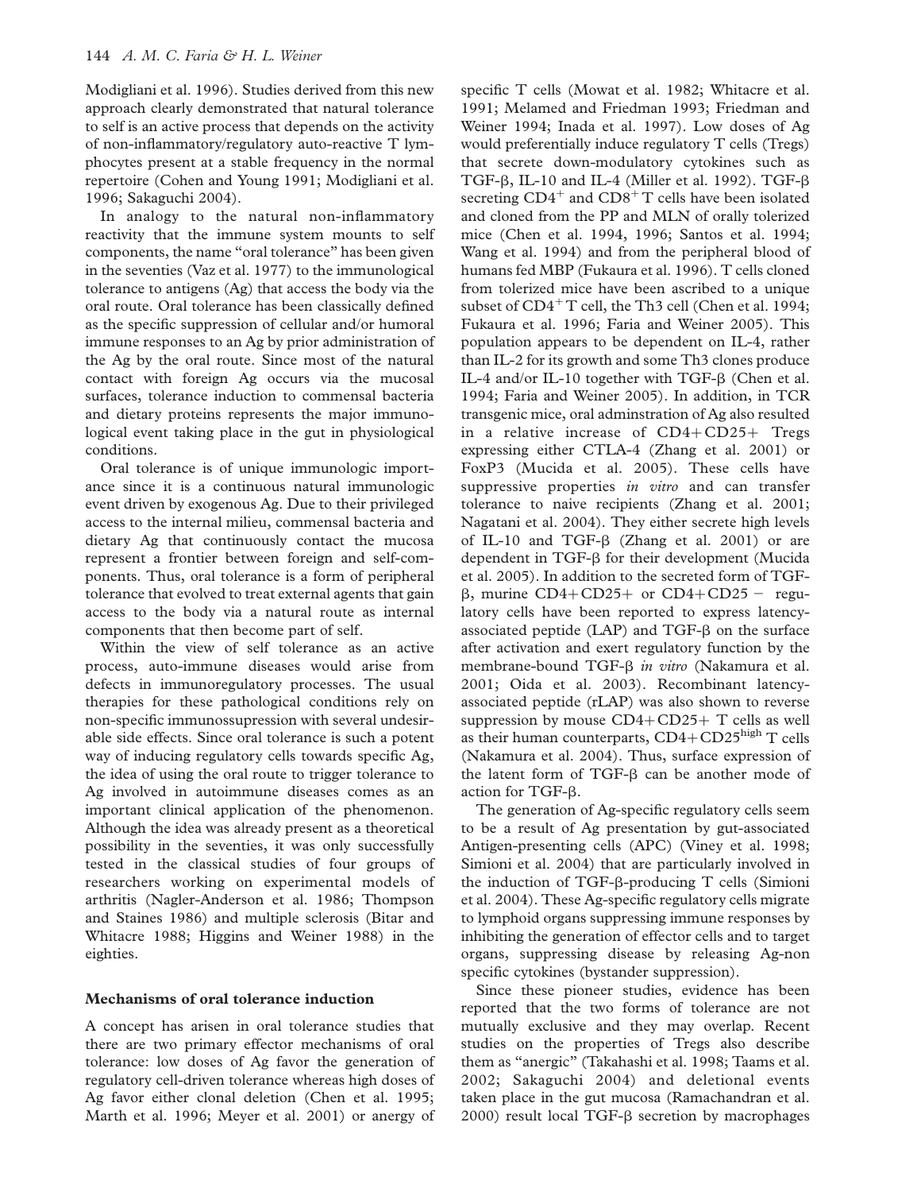Modigliani et al. 1996). Studies derived from this new approach clearly demonstrated that natural tolerance to self is an active process that depends on the activity of non-inflammatory/regulatory auto-reactive T lymphocytes present at a stable frequency in the normal repertoire (Cohen and Young 1991; Modigliani et al. 1996; Sakaguchi 2004).

In analogy to the natural non-inflammatory reactivity that the immune system mounts to self components, the name "oral tolerance" has been given in the seventies (Vaz et al. 1977) to the immunological tolerance to antigens (Ag) that access the body via the oral route. Oral tolerance has been classically defined as the specific suppression of cellular and/or humoral immune responses to an Ag by prior administration of the Ag by the oral route. Since most of the natural contact with foreign Ag occurs via the mucosal surfaces, tolerance induction to commensal bacteria and dietary proteins represents the major immunological event taking place in the gut in physiological conditions.

Oral tolerance is of unique immunologic importance since it is a continuous natural immunologic event driven by exogenous Ag. Due to their privileged access to the internal milieu, commensal bacteria and dietary Ag that continuously contact the mucosa represent a frontier between foreign and self-components. Thus, oral tolerance is a form of peripheral tolerance that evolved to treat external agents that gain access to the body via a natural route as internal components that then become part of self.

Within the view of self tolerance as an active process, auto-immune diseases would arise from defects in immunoregulatory processes. The usual therapies for these pathological conditions rely on non-specific immunossupression with several undesirable side effects. Since oral tolerance is such a potent way of inducing regulatory cells towards specific Ag, the idea of using the oral route to trigger tolerance to Ag involved in autoimmune diseases comes as an important clinical application of the phenomenon. Although the idea was already present as a theoretical possibility in the seventies, it was only successfully tested in the classical studies of four groups of researchers working on experimental models of arthritis (Nagler-Anderson et al. 1986; Thompson and Staines 1986) and multiple sclerosis (Bitar and Whitacre 1988; Higgins and Weiner 1988) in the eighties.

## Mechanisms of oral tolerance induction

A concept has arisen in oral tolerance studies that there are two primary effector mechanisms of oral tolerance: low doses of Ag favor the generation of regulatory cell-driven tolerance whereas high doses of Ag favor either clonal deletion (Chen et al. 1995; Marth et al. 1996; Meyer et al. 2001) or anergy of specific T cells (Mowat et al. 1982; Whitacre et al. 1991; Melamed and Friedman 1993; Friedman and Weiner 1994; Inada et al. 1997). Low doses of Ag would preferentially induce regulatory T cells (Tregs) that secrete down-modulatory cytokines such as TGF-β, IL-10 and IL-4 (Miller et al. 1992). TGF-β secreting $CD4^+$ and $CD8^+$ T cells have been isolated and cloned from the PP and MLN of orally tolerized mice (Chen et al. 1994, 1996; Santos et al. 1994; Wang et al. 1994) and from the peripheral blood of humans fed MBP (Fukaura et al. 1996). T cells cloned from tolerized mice have been ascribed to a unique subset of $CD4^+$ T cell, the Th3 cell (Chen et al. 1994; Fukaura et al. 1996; Faria and Weiner 2005). This population appears to be dependent on IL-4, rather than IL-2 for its growth and some Th3 clones produce IL-4 and/or IL-10 together with TGF-β (Chen et al. 1994; Faria and Weiner 2005). In addition, in TCR transgenic mice, oral adminstration of Ag also resulted in a relative increase of CD4+CD25+ Tregs expressing either CTLA-4 (Zhang et al. 2001) or FoxP3 (Mucida et al. 2005). These cells have suppressive properties *in vitro* and can transfer tolerance to naive recipients (Zhang et al. 2001; Nagatani et al. 2004). They either secrete high levels of IL-10 and TGF-β (Zhang et al. 2001) or are dependent in TGF-β for their development (Mucida et al. 2005). In addition to the secreted form of TGF-β, murine CD4+CD25+ or CD4+CD25 − regulatory cells have been reported to express latency-associated peptide (LAP) and TGF-β on the surface after activation and exert regulatory function by the membrane-bound TGF-β *in vitro* (Nakamura et al. 2001; Oida et al. 2003). Recombinant latency-associated peptide (rLAP) was also shown to reverse suppression by mouse CD4+CD25+ T cells as well as their human counterparts, CD4+$CD25^{high}$ T cells (Nakamura et al. 2004). Thus, surface expression of the latent form of TGF-β can be another mode of action for TGF-β.

The generation of Ag-specific regulatory cells seem to be a result of Ag presentation by gut-associated Antigen-presenting cells (APC) (Viney et al. 1998; Simioni et al. 2004) that are particularly involved in the induction of TGF-β-producing T cells (Simioni et al. 2004). These Ag-specific regulatory cells migrate to lymphoid organs suppressing immune responses by inhibiting the generation of effector cells and to target organs, suppressing disease by releasing Ag-non specific cytokines (bystander suppression).

Since these pioneer studies, evidence has been reported that the two forms of tolerance are not mutually exclusive and they may overlap. Recent studies on the properties of Tregs also describe them as "anergic" (Takahashi et al. 1998; Taams et al. 2002; Sakaguchi 2004) and deletional events taken place in the gut mucosa (Ramachandran et al. 2000) result local TGF-β secretion by macrophages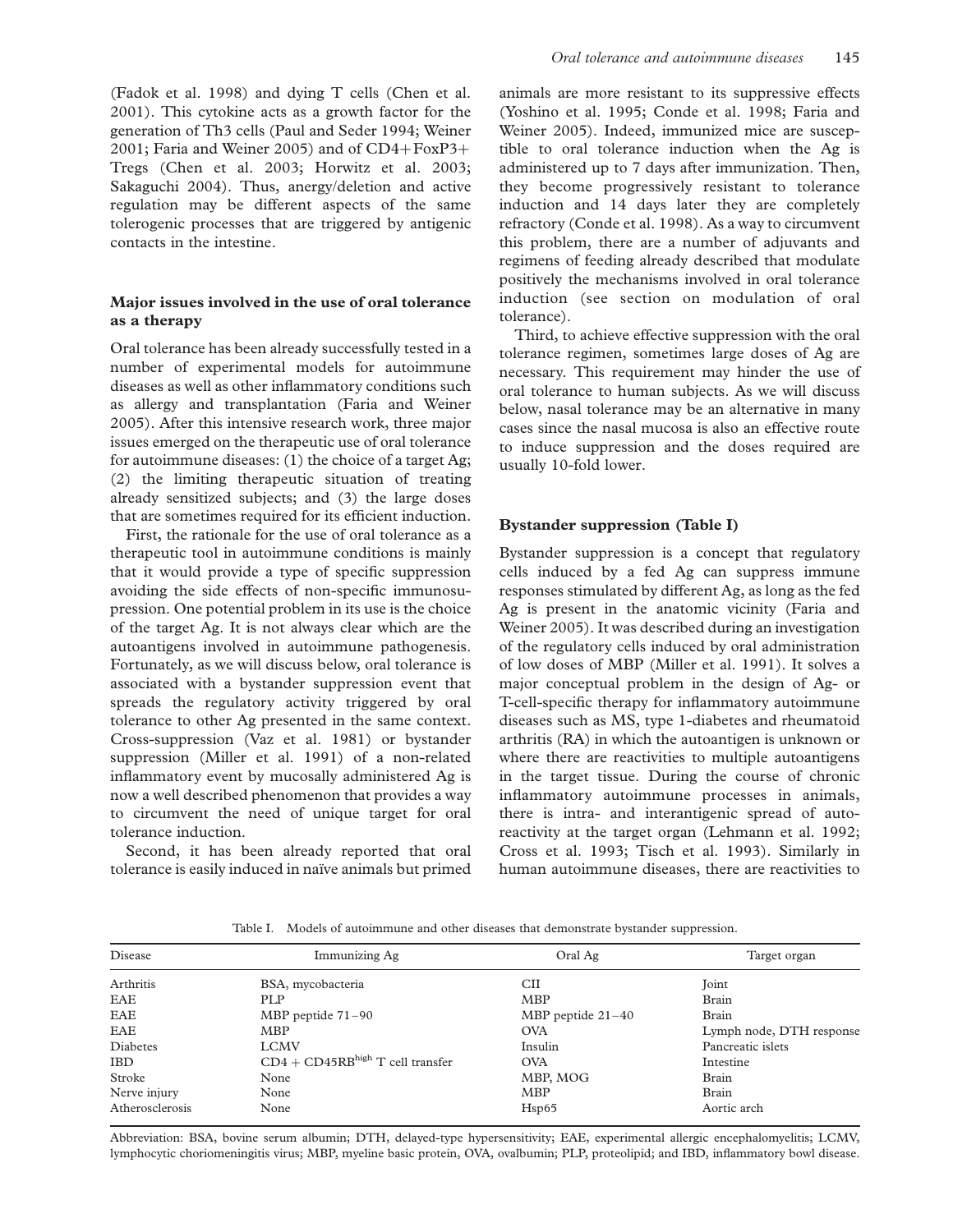(Fadok et al. 1998) and dying T cells (Chen et al. 2001). This cytokine acts as a growth factor for the generation of Th3 cells (Paul and Seder 1994; Weiner 2001; Faria and Weiner 2005) and of CD4+FoxP3+ Tregs (Chen et al. 2003; Horwitz et al. 2003; Sakaguchi 2004). Thus, anergy/deletion and active regulation may be different aspects of the same tolerogenic processes that are triggered by antigenic contacts in the intestine.

## Major issues involved in the use of oral tolerance as a therapy

Oral tolerance has been already successfully tested in a number of experimental models for autoimmune diseases as well as other inflammatory conditions such as allergy and transplantation (Faria and Weiner 2005). After this intensive research work, three major issues emerged on the therapeutic use of oral tolerance for autoimmune diseases: (1) the choice of a target Ag; (2) the limiting therapeutic situation of treating already sensitized subjects; and (3) the large doses that are sometimes required for its efficient induction.

First, the rationale for the use of oral tolerance as a therapeutic tool in autoimmune conditions is mainly that it would provide a type of specific suppression avoiding the side effects of non-specific immunosuppression. One potential problem in its use is the choice of the target Ag. It is not always clear which are the autoantigens involved in autoimmune pathogenesis. Fortunately, as we will discuss below, oral tolerance is associated with a bystander suppression event that spreads the regulatory activity triggered by oral tolerance to other Ag presented in the same context. Cross-suppression (Vaz et al. 1981) or bystander suppression (Miller et al. 1991) of a non-related inflammatory event by mucosally administered Ag is now a well described phenomenon that provides a way to circumvent the need of unique target for oral tolerance induction.

Second, it has been already reported that oral tolerance is easily induced in naïve animals but primed animals are more resistant to its suppressive effects (Yoshino et al. 1995; Conde et al. 1998; Faria and Weiner 2005). Indeed, immunized mice are susceptible to oral tolerance induction when the Ag is administered up to 7 days after immunization. Then, they become progressively resistant to tolerance induction and 14 days later they are completely refractory (Conde et al. 1998). As a way to circumvent this problem, there are a number of adjuvants and regimens of feeding already described that modulate positively the mechanisms involved in oral tolerance induction (see section on modulation of oral tolerance).

Third, to achieve effective suppression with the oral tolerance regimen, sometimes large doses of Ag are necessary. This requirement may hinder the use of oral tolerance to human subjects. As we will discuss below, nasal tolerance may be an alternative in many cases since the nasal mucosa is also an effective route to induce suppression and the doses required are usually 10-fold lower.

## Bystander suppression (Table I)

Bystander suppression is a concept that regulatory cells induced by a fed Ag can suppress immune responses stimulated by different Ag, as long as the fed Ag is present in the anatomic vicinity (Faria and Weiner 2005). It was described during an investigation of the regulatory cells induced by oral administration of low doses of MBP (Miller et al. 1991). It solves a major conceptual problem in the design of Ag- or T-cell-specific therapy for inflammatory autoimmune diseases such as MS, type 1-diabetes and rheumatoid arthritis (RA) in which the autoantigen is unknown or where there are reactivities to multiple autoantigens in the target tissue. During the course of chronic inflammatory autoimmune processes in animals, there is intra- and interantigenic spread of autoreactivity at the target organ (Lehmann et al. 1992; Cross et al. 1993; Tisch et al. 1993). Similarly in human autoimmune diseases, there are reactivities to

Table I. Models of autoimmune and other diseases that demonstrate bystander suppression.

| Disease | Immunizing Ag | Oral Ag | Target organ |
|---|---|---|---|
| Arthritis | BSA, mycobacteria | CII | Joint |
| EAE | PLP | MBP | Brain |
| EAE | MBP peptide 71–90 | MBP peptide 21–40 | Brain |
| EAE | MBP | OVA | Lymph node, DTH response |
| Diabetes | LCMV | Insulin | Pancreatic islets |
| IBD | CD4 + CD45RB$^{high}$ T cell transfer | OVA | Intestine |
| Stroke | None | MBP, MOG | Brain |
| Nerve injury | None | MBP | Brain |
| Atherosclerosis | None | Hsp65 | Aortic arch |

Abbreviation: BSA, bovine serum albumin; DTH, delayed-type hypersensitivity; EAE, experimental allergic encephalomyelitis; LCMV, lymphocytic choriomeningitis virus; MBP, myeline basic protein, OVA, ovalbumin; PLP, proteolipid; and IBD, inflammatory bowel disease.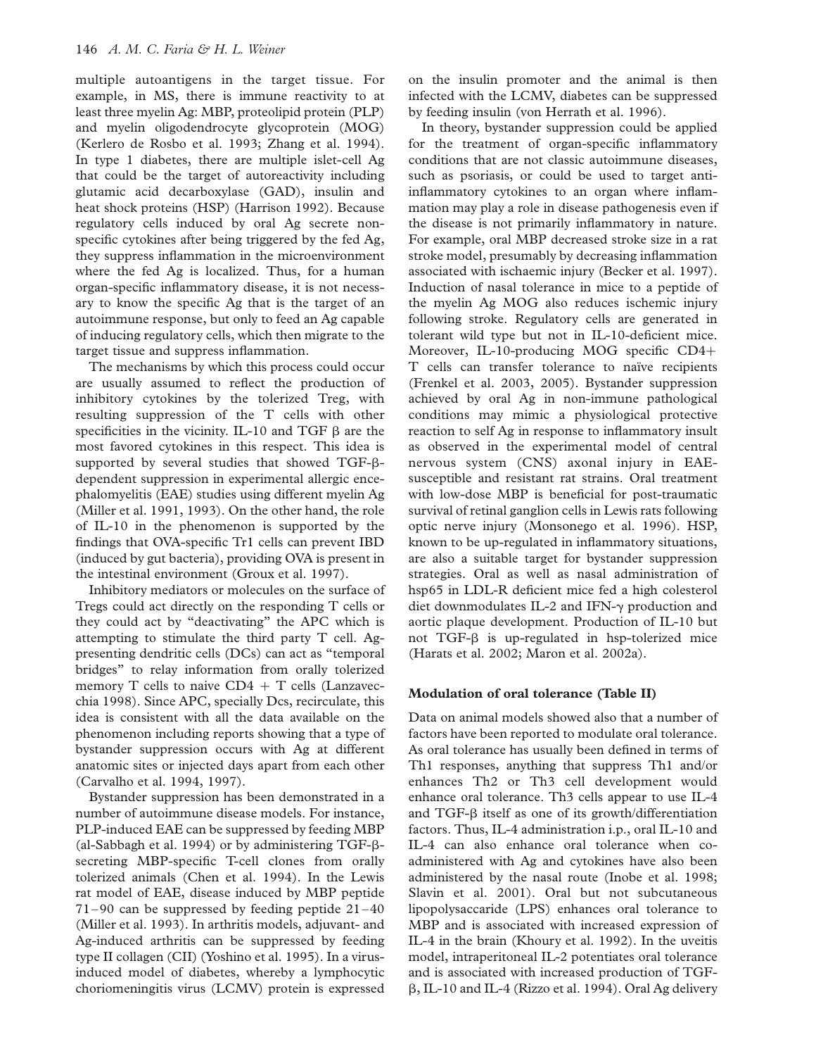multiple autoantigens in the target tissue. For example, in MS, there is immune reactivity to at least three myelin Ag: MBP, proteolipid protein (PLP) and myelin oligodendrocyte glycoprotein (MOG) (Kerlero de Rosbo et al. 1993; Zhang et al. 1994). In type 1 diabetes, there are multiple islet-cell Ag that could be the target of autoreactivity including glutamic acid decarboxylase (GAD), insulin and heat shock proteins (HSP) (Harrison 1992). Because regulatory cells induced by oral Ag secrete non-specific cytokines after being triggered by the fed Ag, they suppress inflammation in the microenvironment where the fed Ag is localized. Thus, for a human organ-specific inflammatory disease, it is not necessary to know the specific Ag that is the target of an autoimmune response, but only to feed an Ag capable of inducing regulatory cells, which then migrate to the target tissue and suppress inflammation.

The mechanisms by which this process could occur are usually assumed to reflect the production of inhibitory cytokines by the tolerized Treg, with resulting suppression of the T cells with other specificities in the vicinity. IL-10 and TGF β are the most favored cytokines in this respect. This idea is supported by several studies that showed TGF-β-dependent suppression in experimental allergic encephalomyelitis (EAE) studies using different myelin Ag (Miller et al. 1991, 1993). On the other hand, the role of IL-10 in the phenomenon is supported by the findings that OVA-specific Tr1 cells can prevent IBD (induced by gut bacteria), providing OVA is present in the intestinal environment (Groux et al. 1997).

Inhibitory mediators or molecules on the surface of Tregs could act directly on the responding T cells or they could act by "deactivating" the APC which is attempting to stimulate the third party T cell. Ag-presenting dendritic cells (DCs) can act as "temporal bridges" to relay information from orally tolerized memory T cells to naive CD4 + T cells (Lanzavecchia 1998). Since APC, specially Dcs, recirculate, this idea is consistent with all the data available on the phenomenon including reports showing that a type of bystander suppression occurs with Ag at different anatomic sites or injected days apart from each other (Carvalho et al. 1994, 1997).

Bystander suppression has been demonstrated in a number of autoimmune disease models. For instance, PLP-induced EAE can be suppressed by feeding MBP (al-Sabbagh et al. 1994) or by administering TGF-β-secreting MBP-specific T-cell clones from orally tolerized animals (Chen et al. 1994). In the Lewis rat model of EAE, disease induced by MBP peptide 71–90 can be suppressed by feeding peptide 21–40 (Miller et al. 1993). In arthritis models, adjuvant- and Ag-induced arthritis can be suppressed by feeding type II collagen (CII) (Yoshino et al. 1995). In a virus-induced model of diabetes, whereby a lymphocytic choriomeningitis virus (LCMV) protein is expressed on the insulin promoter and the animal is then infected with the LCMV, diabetes can be suppressed by feeding insulin (von Herrath et al. 1996).

In theory, bystander suppression could be applied for the treatment of organ-specific inflammatory conditions that are not classic autoimmune diseases, such as psoriasis, or could be used to target anti-inflammatory cytokines to an organ where inflammation may play a role in disease pathogenesis even if the disease is not primarily inflammatory in nature. For example, oral MBP decreased stroke size in a rat stroke model, presumably by decreasing inflammation associated with ischaemic injury (Becker et al. 1997). Induction of nasal tolerance in mice to a peptide of the myelin Ag MOG also reduces ischemic injury following stroke. Regulatory cells are generated in tolerant wild type but not in IL-10-deficient mice. Moreover, IL-10-producing MOG specific CD4+ T cells can transfer tolerance to naïve recipients (Frenkel et al. 2003, 2005). Bystander suppression achieved by oral Ag in non-immune pathological conditions may mimic a physiological protective reaction to self Ag in response to inflammatory insult as observed in the experimental model of central nervous system (CNS) axonal injury in EAE-susceptible and resistant rat strains. Oral treatment with low-dose MBP is beneficial for post-traumatic survival of retinal ganglion cells in Lewis rats following optic nerve injury (Monsonego et al. 1996). HSP, known to be up-regulated in inflammatory situations, are also a suitable target for bystander suppression strategies. Oral as well as nasal administration of hsp65 in LDL-R deficient mice fed a high colesterol diet downmodulates IL-2 and IFN-γ production and aortic plaque development. Production of IL-10 but not TGF-β is up-regulated in hsp-tolerized mice (Harats et al. 2002; Maron et al. 2002a).

### Modulation of oral tolerance (Table II)

Data on animal models showed also that a number of factors have been reported to modulate oral tolerance. As oral tolerance has usually been defined in terms of Th1 responses, anything that suppress Th1 and/or enhances Th2 or Th3 cell development would enhance oral tolerance. Th3 cells appear to use IL-4 and TGF-β itself as one of its growth/differentiation factors. Thus, IL-4 administration i.p., oral IL-10 and IL-4 can also enhance oral tolerance when co-administered with Ag and cytokines have also been administered by the nasal route (Inobe et al. 1998; Slavin et al. 2001). Oral but not subcutaneous lipopolysaccaride (LPS) enhances oral tolerance to MBP and is associated with increased expression of IL-4 in the brain (Khoury et al. 1992). In the uveitis model, intraperitoneal IL-2 potentiates oral tolerance and is associated with increased production of TGF-β, IL-10 and IL-4 (Rizzo et al. 1994). Oral Ag delivery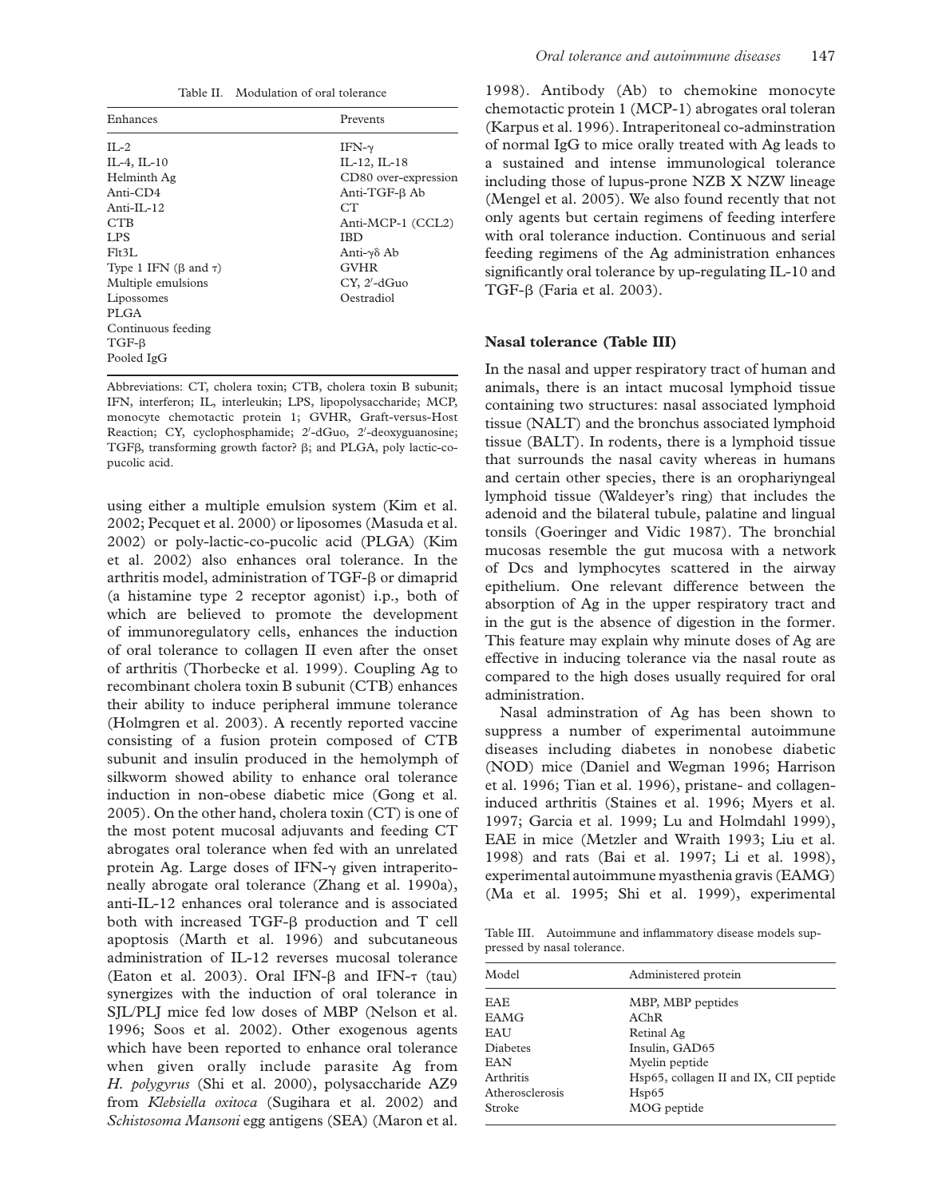Table II. Modulation of oral tolerance

| Enhances | Prevents |
|---|---|
| IL-2 | IFN-γ |
| IL-4, IL-10 | IL-12, IL-18 |
| Helminth Ag | CD80 over-expression |
| Anti-CD4 | Anti-TGF-β Ab |
| Anti-IL-12 | CT |
| CTB | Anti-MCP-1 (CCL2) |
| LPS | IBD |
| Flt3L | Anti-γδ Ab |
| Type 1 IFN (β and τ) | GVHR |
| Multiple emulsions | CY, 2′-dGuo |
| Lipossomes | Oestradiol |
| PLGA | |
| Continuous feeding | |
| TGF-β | |
| Pooled IgG | |

Abbreviations: CT, cholera toxin; CTB, cholera toxin B subunit; IFN, interferon; IL, interleukin; LPS, lipopolysaccharide; MCP, monocyte chemotactic protein 1; GVHR, Graft-versus-Host Reaction; CY, cyclophosphamide; 2′-dGuo, 2′-deoxyguanosine; TGFβ, transforming growth factor? β; and PLGA, poly lactic-co-pucolic acid.

using either a multiple emulsion system (Kim et al. 2002; Pecquet et al. 2000) or liposomes (Masuda et al. 2002) or poly-lactic-co-pucolic acid (PLGA) (Kim et al. 2002) also enhances oral tolerance. In the arthritis model, administration of TGF-β or dimaprid (a histamine type 2 receptor agonist) i.p., both of which are believed to promote the development of immunoregulatory cells, enhances the induction of oral tolerance to collagen II even after the onset of arthritis (Thorbecke et al. 1999). Coupling Ag to recombinant cholera toxin B subunit (CTB) enhances their ability to induce peripheral immune tolerance (Holmgren et al. 2003). A recently reported vaccine consisting of a fusion protein composed of CTB subunit and insulin produced in the hemolymph of silkworm showed ability to enhance oral tolerance induction in non-obese diabetic mice (Gong et al. 2005). On the other hand, cholera toxin (CT) is one of the most potent mucosal adjuvants and feeding CT abrogates oral tolerance when fed with an unrelated protein Ag. Large doses of IFN-γ given intraperitoneally abrogate oral tolerance (Zhang et al. 1990a), anti-IL-12 enhances oral tolerance and is associated both with increased TGF-β production and T cell apoptosis (Marth et al. 1996) and subcutaneous administration of IL-12 reverses mucosal tolerance (Eaton et al. 2003). Oral IFN-β and IFN-τ (tau) synergizes with the induction of oral tolerance in SJL/PLJ mice fed low doses of MBP (Nelson et al. 1996; Soos et al. 2002). Other exogenous agents which have been reported to enhance oral tolerance when given orally include parasite Ag from *H. polygyrus* (Shi et al. 2000), polysaccharide AZ9 from *Klebsiella oxitoca* (Sugihara et al. 2002) and *Schistosoma Mansoni* egg antigens (SEA) (Maron et al. 1998). Antibody (Ab) to chemokine monocyte chemotactic protein 1 (MCP-1) abrogates oral toleran (Karpus et al. 1996). Intraperitoneal co-adminstration of normal IgG to mice orally treated with Ag leads to a sustained and intense immunological tolerance including those of lupus-prone NZB X NZW lineage (Mengel et al. 2005). We also found recently that not only agents but certain regimens of feeding interfere with oral tolerance induction. Continuous and serial feeding regimens of the Ag administration enhances significantly oral tolerance by up-regulating IL-10 and TGF-β (Faria et al. 2003).

### Nasal tolerance (Table III)

In the nasal and upper respiratory tract of human and animals, there is an intact mucosal lymphoid tissue containing two structures: nasal associated lymphoid tissue (NALT) and the bronchus associated lymphoid tissue (BALT). In rodents, there is a lymphoid tissue that surrounds the nasal cavity whereas in humans and certain other species, there is an orophariyngeal lymphoid tissue (Waldeyer's ring) that includes the adenoid and the bilateral tubule, palatine and lingual tonsils (Goeringer and Vidic 1987). The bronchial mucosas resemble the gut mucosa with a network of Dcs and lymphocytes scattered in the airway epithelium. One relevant difference between the absorption of Ag in the upper respiratory tract and in the gut is the absence of digestion in the former. This feature may explain why minute doses of Ag are effective in inducing tolerance via the nasal route as compared to the high doses usually required for oral administration.

Nasal adminstration of Ag has been shown to suppress a number of experimental autoimmune diseases including diabetes in nonobese diabetic (NOD) mice (Daniel and Wegman 1996; Harrison et al. 1996; Tian et al. 1996), pristane- and collagen-induced arthritis (Staines et al. 1996; Myers et al. 1997; Garcia et al. 1999; Lu and Holmdahl 1999), EAE in mice (Metzler and Wraith 1993; Liu et al. 1998) and rats (Bai et al. 1997; Li et al. 1998), experimental autoimmune myasthenia gravis (EAMG) (Ma et al. 1995; Shi et al. 1999), experimental

Table III. Autoimmune and inflammatory disease models suppressed by nasal tolerance.

| Model | Administered protein |
|---|---|
| EAE | MBP, MBP peptides |
| EAMG | AChR |
| EAU | Retinal Ag |
| Diabetes | Insulin, GAD65 |
| EAN | Myelin peptide |
| Arthritis | Hsp65, collagen II and IX, CII peptide |
| Atherosclerosis | Hsp65 |
| Stroke | MOG peptide |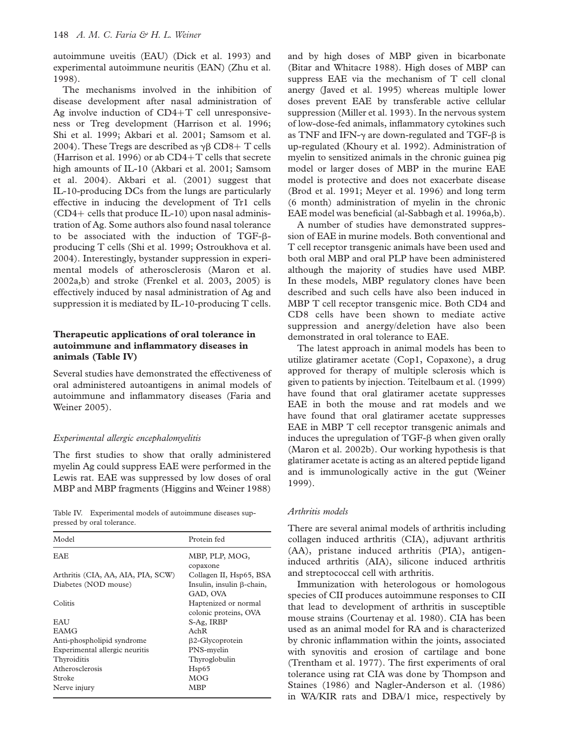autoimmune uveitis (EAU) (Dick et al. 1993) and experimental autoimmune neuritis (EAN) (Zhu et al. 1998).

The mechanisms involved in the inhibition of disease development after nasal administration of Ag involve induction of CD4+T cell unresponsiveness or Treg development (Harrison et al. 1996; Shi et al. 1999; Akbari et al. 2001; Samsom et al. 2004). These Tregs are described as γβ CD8+ T cells (Harrison et al. 1996) or ab CD4+T cells that secrete high amounts of IL-10 (Akbari et al. 2001; Samsom et al. 2004). Akbari et al. (2001) suggest that IL-10-producing DCs from the lungs are particularly effective in inducing the development of Tr1 cells (CD4+ cells that produce IL-10) upon nasal administration of Ag. Some authors also found nasal tolerance to be associated with the induction of TGF-β-producing T cells (Shi et al. 1999; Ostroukhova et al. 2004). Interestingly, bystander suppression in experimental models of atherosclerosis (Maron et al. 2002a,b) and stroke (Frenkel et al. 2003, 2005) is effectively induced by nasal administration of Ag and suppression it is mediated by IL-10-producing T cells.

## Therapeutic applications of oral tolerance in autoimmune and inflammatory diseases in animals (Table IV)

Several studies have demonstrated the effectiveness of oral administered autoantigens in animal models of autoimmune and inflammatory diseases (Faria and Weiner 2005).

### *Experimental allergic encephalomyelitis*

The first studies to show that orally administered myelin Ag could suppress EAE were performed in the Lewis rat. EAE was suppressed by low doses of oral MBP and MBP fragments (Higgins and Weiner 1988) and by high doses of MBP given in bicarbonate (Bitar and Whitacre 1988). High doses of MBP can suppress EAE via the mechanism of T cell clonal anergy (Javed et al. 1995) whereas multiple lower doses prevent EAE by transferable active cellular suppression (Miller et al. 1993). In the nervous system of low-dose-fed animals, inflammatory cytokines such as TNF and IFN-γ are down-regulated and TGF-β is up-regulated (Khoury et al. 1992). Administration of myelin to sensitized animals in the chronic guinea pig model or larger doses of MBP in the murine EAE model is protective and does not exacerbate disease (Brod et al. 1991; Meyer et al. 1996) and long term (6 month) administration of myelin in the chronic EAE model was beneficial (al-Sabbagh et al. 1996a,b).

A number of studies have demonstrated suppression of EAE in murine models. Both conventional and T cell receptor transgenic animals have been used and both oral MBP and oral PLP have been administered although the majority of studies have used MBP. In these models, MBP regulatory clones have been described and such cells have also been induced in MBP T cell receptor transgenic mice. Both CD4 and CD8 cells have been shown to mediate active suppression and anergy/deletion have also been demonstrated in oral tolerance to EAE.

The latest approach in animal models has been to utilize glatiramer acetate (Cop1, Copaxone), a drug approved for therapy of multiple sclerosis which is given to patients by injection. Teitelbaum et al. (1999) have found that oral glatiramer acetate suppresses EAE in both the mouse and rat models and we have found that oral glatiramer acetate suppresses EAE in MBP T cell receptor transgenic animals and induces the upregulation of TGF-β when given orally (Maron et al. 2002b). Our working hypothesis is that glatiramer acetate is acting as an altered peptide ligand and is immunologically active in the gut (Weiner 1999).

Table IV. Experimental models of autoimmune diseases suppressed by oral tolerance.

| Model | Protein fed |
|---|---|
| EAE | MBP, PLP, MOG, copaxone |
| Arthritis (CIA, AA, AIA, PIA, SCW) | Collagen II, Hsp65, BSA |
| Diabetes (NOD mouse) | Insulin, insulin β-chain, GAD, OVA |
| Colitis | Haptenized or normal colonic proteins, OVA |
| EAU | S-Ag, IRBP |
| EAMG | AchR |
| Anti-phospholipid syndrome | β2-Glycoprotein |
| Experimental allergic neuritis | PNS-myelin |
| Thyroiditis | Thyroglobulin |
| Atherosclerosis | Hsp65 |
| Stroke | MOG |
| Nerve injury | MBP |

### *Arthritis models*

There are several animal models of arthritis including collagen induced arthritis (CIA), adjuvant arthritis (AA), pristane induced arthritis (PIA), antigen-induced arthritis (AIA), silicone induced arthritis and streptococcal cell with arthritis.

Immunization with heterologous or homologous species of CII produces autoimmune responses to CII that lead to development of arthritis in susceptible mouse strains (Courtenay et al. 1980). CIA has been used as an animal model for RA and is characterized by chronic inflammation within the joints, associated with synovitis and erosion of cartilage and bone (Trentham et al. 1977). The first experiments of oral tolerance using rat CIA was done by Thompson and Staines (1986) and Nagler-Anderson et al. (1986) in WA/KIR rats and DBA/1 mice, respectively by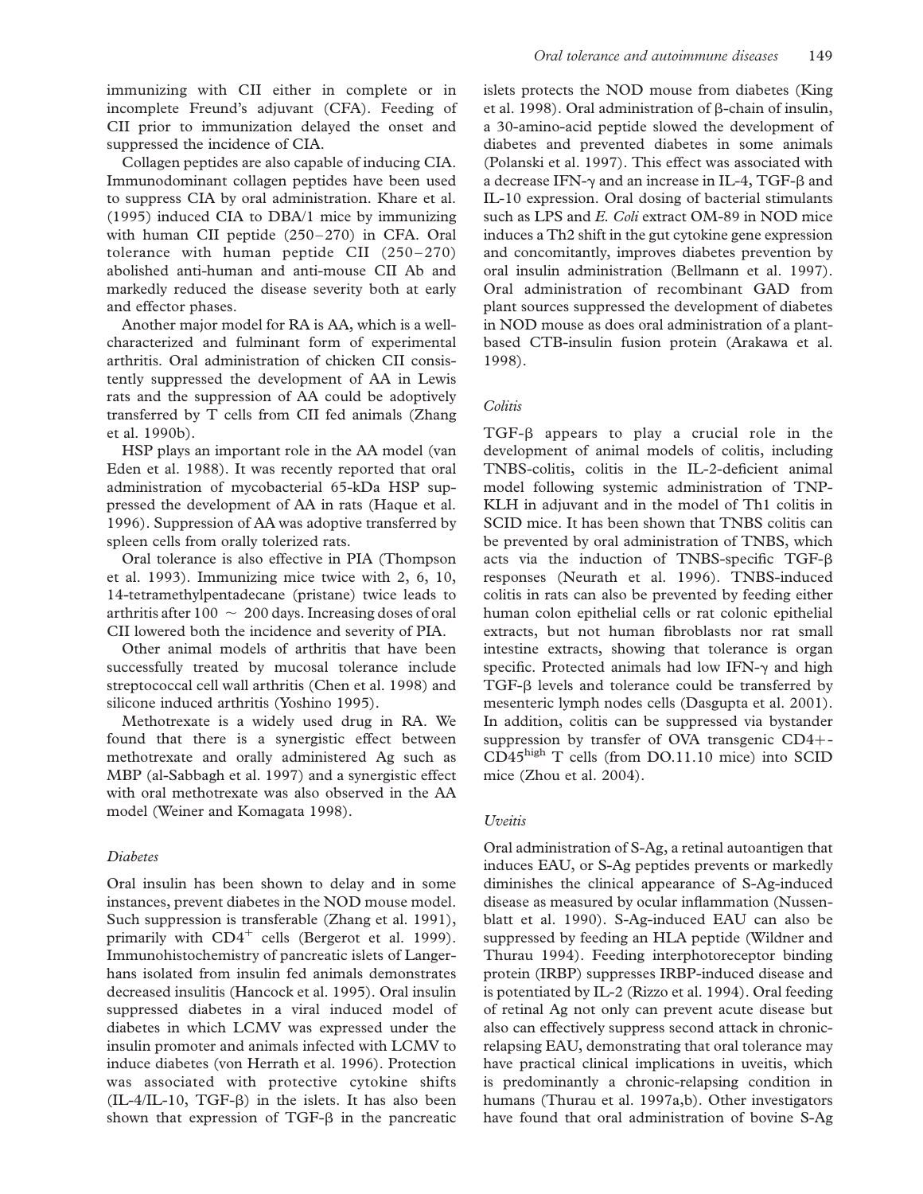immunizing with CII either in complete or in incomplete Freund's adjuvant (CFA). Feeding of CII prior to immunization delayed the onset and suppressed the incidence of CIA.

Collagen peptides are also capable of inducing CIA. Immunodominant collagen peptides have been used to suppress CIA by oral administration. Khare et al. (1995) induced CIA to DBA/1 mice by immunizing with human CII peptide (250–270) in CFA. Oral tolerance with human peptide CII (250–270) abolished anti-human and anti-mouse CII Ab and markedly reduced the disease severity both at early and effector phases.

Another major model for RA is AA, which is a well-characterized and fulminant form of experimental arthritis. Oral administration of chicken CII consistently suppressed the development of AA in Lewis rats and the suppression of AA could be adoptively transferred by T cells from CII fed animals (Zhang et al. 1990b).

HSP plays an important role in the AA model (van Eden et al. 1988). It was recently reported that oral administration of mycobacterial 65-kDa HSP suppressed the development of AA in rats (Haque et al. 1996). Suppression of AA was adoptive transferred by spleen cells from orally tolerized rats.

Oral tolerance is also effective in PIA (Thompson et al. 1993). Immunizing mice twice with 2, 6, 10, 14-tetramethylpentadecane (pristane) twice leads to arthritis after 100 ~ 200 days. Increasing doses of oral CII lowered both the incidence and severity of PIA.

Other animal models of arthritis that have been successfully treated by mucosal tolerance include streptococcal cell wall arthritis (Chen et al. 1998) and silicone induced arthritis (Yoshino 1995).

Methotrexate is a widely used drug in RA. We found that there is a synergistic effect between methotrexate and orally administered Ag such as MBP (al-Sabbagh et al. 1997) and a synergistic effect with oral methotrexate was also observed in the AA model (Weiner and Komagata 1998).

*Diabetes*

Oral insulin has been shown to delay and in some instances, prevent diabetes in the NOD mouse model. Such suppression is transferable (Zhang et al. 1991), primarily with $CD4^{+}$ cells (Bergerot et al. 1999). Immunohistochemistry of pancreatic islets of Langerhans isolated from insulin fed animals demonstrates decreased insulitis (Hancock et al. 1995). Oral insulin suppressed diabetes in a viral induced model of diabetes in which LCMV was expressed under the insulin promoter and animals infected with LCMV to induce diabetes (von Herrath et al. 1996). Protection was associated with protective cytokine shifts (IL-4/IL-10, TGF-β) in the islets. It has also been shown that expression of TGF-β in the pancreatic islets protects the NOD mouse from diabetes (King et al. 1998). Oral administration of β-chain of insulin, a 30-amino-acid peptide slowed the development of diabetes and prevented diabetes in some animals (Polanski et al. 1997). This effect was associated with a decrease IFN-γ and an increase in IL-4, TGF-β and IL-10 expression. Oral dosing of bacterial stimulants such as LPS and *E. Coli* extract OM-89 in NOD mice induces a Th2 shift in the gut cytokine gene expression and concomitantly, improves diabetes prevention by oral insulin administration (Bellmann et al. 1997). Oral administration of recombinant GAD from plant sources suppressed the development of diabetes in NOD mouse as does oral administration of a plant-based CTB-insulin fusion protein (Arakawa et al. 1998).

*Colitis*

TGF-β appears to play a crucial role in the development of animal models of colitis, including TNBS-colitis, colitis in the IL-2-deficient animal model following systemic administration of TNP-KLH in adjuvant and in the model of Th1 colitis in SCID mice. It has been shown that TNBS colitis can be prevented by oral administration of TNBS, which acts via the induction of TNBS-specific TGF-β responses (Neurath et al. 1996). TNBS-induced colitis in rats can also be prevented by feeding either human colon epithelial cells or rat colonic epithelial extracts, but not human fibroblasts nor rat small intestine extracts, showing that tolerance is organ specific. Protected animals had low IFN-γ and high TGF-β levels and tolerance could be transferred by mesenteric lymph nodes cells (Dasgupta et al. 2001). In addition, colitis can be suppressed via bystander suppression by transfer of OVA transgenic CD4+-$CD45^{high}$ T cells (from DO.11.10 mice) into SCID mice (Zhou et al. 2004).

*Uveitis*

Oral administration of S-Ag, a retinal autoantigen that induces EAU, or S-Ag peptides prevents or markedly diminishes the clinical appearance of S-Ag-induced disease as measured by ocular inflammation (Nussenblatt et al. 1990). S-Ag-induced EAU can also be suppressed by feeding an HLA peptide (Wildner and Thurau 1994). Feeding interphotoreceptor binding protein (IRBP) suppresses IRBP-induced disease and is potentiated by IL-2 (Rizzo et al. 1994). Oral feeding of retinal Ag not only can prevent acute disease but also can effectively suppress second attack in chronic-relapsing EAU, demonstrating that oral tolerance may have practical clinical implications in uveitis, which is predominantly a chronic-relapsing condition in humans (Thurau et al. 1997a,b). Other investigators have found that oral administration of bovine S-Ag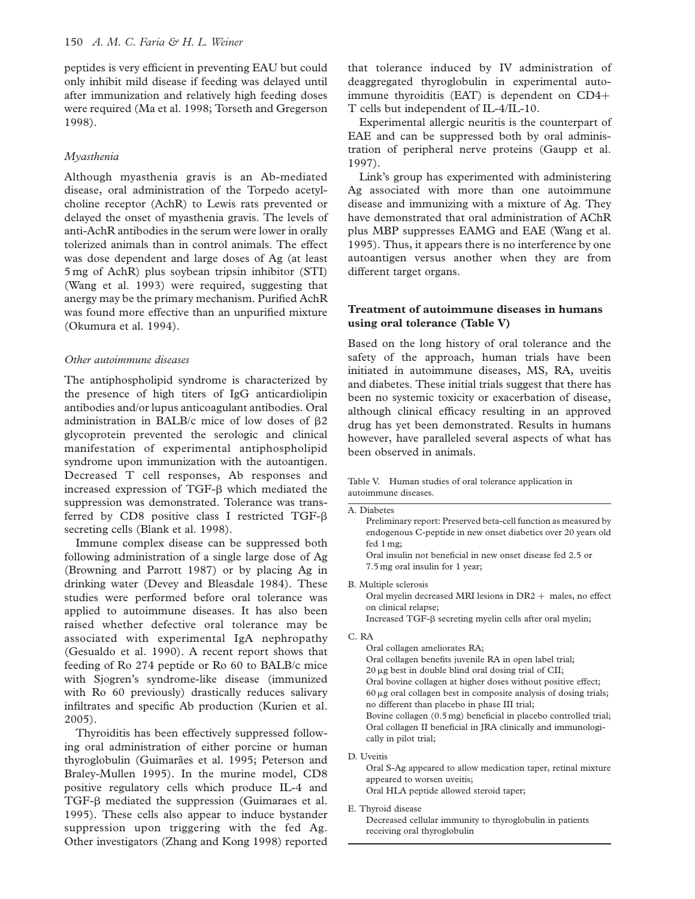peptides is very efficient in preventing EAU but could only inhibit mild disease if feeding was delayed until after immunization and relatively high feeding doses were required (Ma et al. 1998; Torseth and Gregerson 1998).

### *Myasthenia*

Although myasthenia gravis is an Ab-mediated disease, oral administration of the Torpedo acetylcholine receptor (AchR) to Lewis rats prevented or delayed the onset of myasthenia gravis. The levels of anti-AchR antibodies in the serum were lower in orally tolerized animals than in control animals. The effect was dose dependent and large doses of Ag (at least 5 mg of AchR) plus soybean tripsin inhibitor (STI) (Wang et al. 1993) were required, suggesting that anergy may be the primary mechanism. Purified AchR was found more effective than an unpurified mixture (Okumura et al. 1994).

### *Other autoimmune diseases*

The antiphospholipid syndrome is characterized by the presence of high titers of IgG anticardiolipin antibodies and/or lupus anticoagulant antibodies. Oral administration in BALB/c mice of low doses of β2 glycoprotein prevented the serologic and clinical manifestation of experimental antiphospholipid syndrome upon immunization with the autoantigen. Decreased T cell responses, Ab responses and increased expression of TGF-β which mediated the suppression was demonstrated. Tolerance was transferred by CD8 positive class I restricted TGF-β secreting cells (Blank et al. 1998).

Immune complex disease can be suppressed both following administration of a single large dose of Ag (Browning and Parrott 1987) or by placing Ag in drinking water (Devey and Bleasdale 1984). These studies were performed before oral tolerance was applied to autoimmune diseases. It has also been raised whether defective oral tolerance may be associated with experimental IgA nephropathy (Gesualdo et al. 1990). A recent report shows that feeding of Ro 274 peptide or Ro 60 to BALB/c mice with Sjogren's syndrome-like disease (immunized with Ro 60 previously) drastically reduces salivary infiltrates and specific Ab production (Kurien et al. 2005).

Thyroiditis has been effectively suppressed following oral administration of either porcine or human thyroglobulin (Guimarães et al. 1995; Peterson and Braley-Mullen 1995). In the murine model, CD8 positive regulatory cells which produce IL-4 and TGF-β mediated the suppression (Guimaraes et al. 1995). These cells also appear to induce bystander suppression upon triggering with the fed Ag. Other investigators (Zhang and Kong 1998) reported that tolerance induced by IV administration of deaggregated thyroglobulin in experimental autoimmune thyroiditis (EAT) is dependent on CD4+ T cells but independent of IL-4/IL-10.

Experimental allergic neuritis is the counterpart of EAE and can be suppressed both by oral administration of peripheral nerve proteins (Gaupp et al. 1997).

Link's group has experimented with administering Ag associated with more than one autoimmune disease and immunizing with a mixture of Ag. They have demonstrated that oral administration of AChR plus MBP suppresses EAMG and EAE (Wang et al. 1995). Thus, it appears there is no interference by one autoantigen versus another when they are from different target organs.

## **Treatment of autoimmune diseases in humans using oral tolerance (Table V)**

Based on the long history of oral tolerance and the safety of the approach, human trials have been initiated in autoimmune diseases, MS, RA, uveitis and diabetes. These initial trials suggest that there has been no systemic toxicity or exacerbation of disease, although clinical efficacy resulting in an approved drug has yet been demonstrated. Results in humans however, have paralleled several aspects of what has been observed in animals.

Table V. Human studies of oral tolerance application in autoimmune diseases.

A. Diabetes
- Preliminary report: Preserved beta-cell function as measured by endogenous C-peptide in new onset diabetics over 20 years old fed 1 mg;
- Oral insulin not beneficial in new onset disease fed 2.5 or 7.5 mg oral insulin for 1 year;

B. Multiple sclerosis
- Oral myelin decreased MRI lesions in DR2 + males, no effect on clinical relapse;
- Increased TGF-β secreting myelin cells after oral myelin;

C. RA
- Oral collagen ameliorates RA;
- Oral collagen benefits juvenile RA in open label trial;
- 20 μg best in double blind oral dosing trial of CII;
- Oral bovine collagen at higher doses without positive effect;
- 60 μg oral collagen best in composite analysis of dosing trials; no different than placebo in phase III trial;
- Bovine collagen (0.5 mg) beneficial in placebo controlled trial;
- Oral collagen II beneficial in JRA clinically and immunologically in pilot trial;

D. Uveitis
- Oral S-Ag appeared to allow medication taper, retinal mixture appeared to worsen uveitis;
- Oral HLA peptide allowed steroid taper;

E. Thyroid disease
- Decreased cellular immunity to thyroglobulin in patients receiving oral thyroglobulin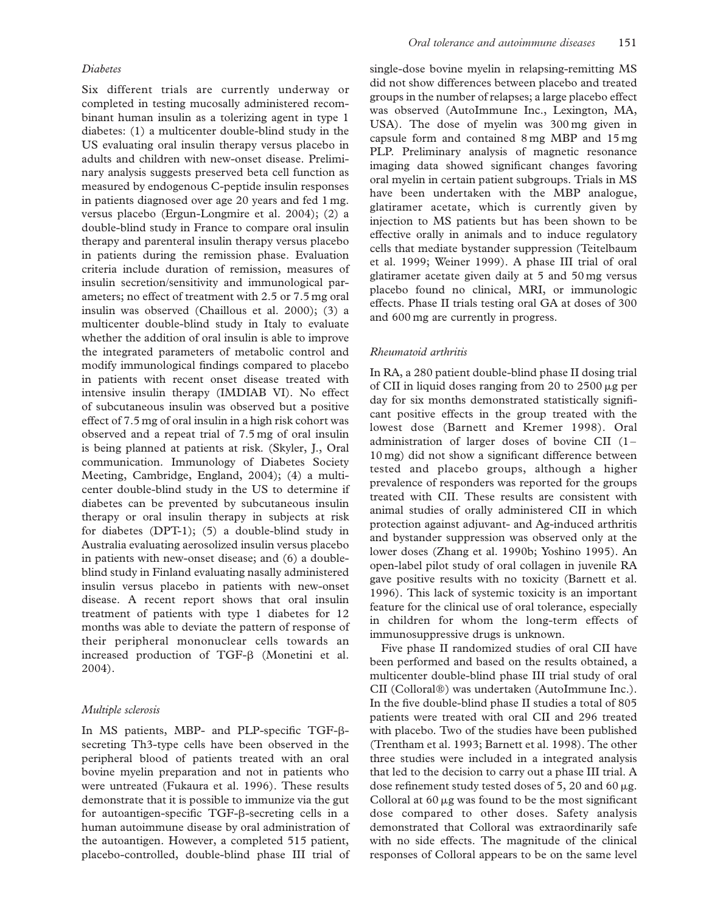### *Diabetes*

Six different trials are currently underway or completed in testing mucosally administered recombinant human insulin as a tolerizing agent in type 1 diabetes: (1) a multicenter double-blind study in the US evaluating oral insulin therapy versus placebo in adults and children with new-onset disease. Preliminary analysis suggests preserved beta cell function as measured by endogenous C-peptide insulin responses in patients diagnosed over age 20 years and fed 1 mg. versus placebo (Ergun-Longmire et al. 2004); (2) a double-blind study in France to compare oral insulin therapy and parenteral insulin therapy versus placebo in patients during the remission phase. Evaluation criteria include duration of remission, measures of insulin secretion/sensitivity and immunological parameters; no effect of treatment with 2.5 or 7.5 mg oral insulin was observed (Chaillous et al. 2000); (3) a multicenter double-blind study in Italy to evaluate whether the addition of oral insulin is able to improve the integrated parameters of metabolic control and modify immunological findings compared to placebo in patients with recent onset disease treated with intensive insulin therapy (IMDIAB VI). No effect of subcutaneous insulin was observed but a positive effect of 7.5 mg of oral insulin in a high risk cohort was observed and a repeat trial of 7.5 mg of oral insulin is being planned at patients at risk. (Skyler, J., Oral communication. Immunology of Diabetes Society Meeting, Cambridge, England, 2004); (4) a multicenter double-blind study in the US to determine if diabetes can be prevented by subcutaneous insulin therapy or oral insulin therapy in subjects at risk for diabetes (DPT-1); (5) a double-blind study in Australia evaluating aerosolized insulin versus placebo in patients with new-onset disease; and (6) a double-blind study in Finland evaluating nasally administered insulin versus placebo in patients with new-onset disease. A recent report shows that oral insulin treatment of patients with type 1 diabetes for 12 months was able to deviate the pattern of response of their peripheral mononuclear cells towards an increased production of TGF-β (Monetini et al. 2004).

### *Multiple sclerosis*

In MS patients, MBP- and PLP-specific TGF-β-secreting Th3-type cells have been observed in the peripheral blood of patients treated with an oral bovine myelin preparation and not in patients who were untreated (Fukaura et al. 1996). These results demonstrate that it is possible to immunize via the gut for autoantigen-specific TGF-β-secreting cells in a human autoimmune disease by oral administration of the autoantigen. However, a completed 515 patient, placebo-controlled, double-blind phase III trial of single-dose bovine myelin in relapsing-remitting MS did not show differences between placebo and treated groups in the number of relapses; a large placebo effect was observed (AutoImmune Inc., Lexington, MA, USA). The dose of myelin was 300 mg given in capsule form and contained 8 mg MBP and 15 mg PLP. Preliminary analysis of magnetic resonance imaging data showed significant changes favoring oral myelin in certain patient subgroups. Trials in MS have been undertaken with the MBP analogue, glatiramer acetate, which is currently given by injection to MS patients but has been shown to be effective orally in animals and to induce regulatory cells that mediate bystander suppression (Teitelbaum et al. 1999; Weiner 1999). A phase III trial of oral glatiramer acetate given daily at 5 and 50 mg versus placebo found no clinical, MRI, or immunologic effects. Phase II trials testing oral GA at doses of 300 and 600 mg are currently in progress.

### *Rheumatoid arthritis*

In RA, a 280 patient double-blind phase II dosing trial of CII in liquid doses ranging from 20 to 2500 μg per day for six months demonstrated statistically significant positive effects in the group treated with the lowest dose (Barnett and Kremer 1998). Oral administration of larger doses of bovine CII (1–10 mg) did not show a significant difference between tested and placebo groups, although a higher prevalence of responders was reported for the groups treated with CII. These results are consistent with animal studies of orally administered CII in which protection against adjuvant- and Ag-induced arthritis and bystander suppression was observed only at the lower doses (Zhang et al. 1990b; Yoshino 1995). An open-label pilot study of oral collagen in juvenile RA gave positive results with no toxicity (Barnett et al. 1996). This lack of systemic toxicity is an important feature for the clinical use of oral tolerance, especially in children for whom the long-term effects of immunosuppressive drugs is unknown.

Five phase II randomized studies of oral CII have been performed and based on the results obtained, a multicenter double-blind phase III trial study of oral CII (Colloral®) was undertaken (AutoImmune Inc.). In the five double-blind phase II studies a total of 805 patients were treated with oral CII and 296 treated with placebo. Two of the studies have been published (Trentham et al. 1993; Barnett et al. 1998). The other three studies were included in a integrated analysis that led to the decision to carry out a phase III trial. A dose refinement study tested doses of 5, 20 and 60 μg. Colloral at 60 μg was found to be the most significant dose compared to other doses. Safety analysis demonstrated that Colloral was extraordinarily safe with no side effects. The magnitude of the clinical responses of Colloral appears to be on the same level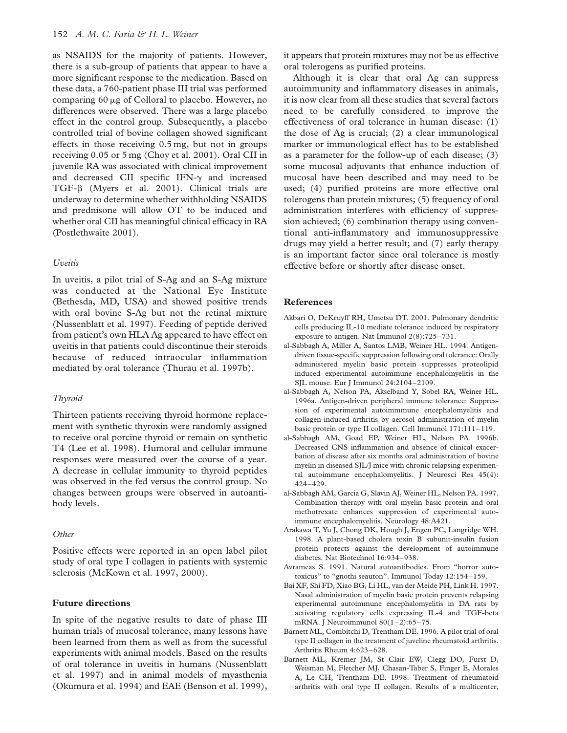as NSAIDS for the majority of patients. However, there is a sub-group of patients that appear to have a more significant response to the medication. Based on these data, a 760-patient phase III trial was performed comparing 60 μg of Colloral to placebo. However, no differences were observed. There was a large placebo effect in the control group. Subsequently, a placebo controlled trial of bovine collagen showed significant effects in those receiving 0.5 mg, but not in groups receiving 0.05 or 5 mg (Choy et al. 2001). Oral CII in juvenile RA was associated with clinical improvement and decreased CII specific IFN-γ and increased TGF-β (Myers et al. 2001). Clinical trials are underway to determine whether withholding NSAIDS and prednisone will allow OT to be induced and whether oral CII has meaningful clinical efficacy in RA (Postlethwaite 2001).

### *Uveitis*

In uveitis, a pilot trial of S-Ag and an S-Ag mixture was conducted at the National Eye Institute (Bethesda, MD, USA) and showed positive trends with oral bovine S-Ag but not the retinal mixture (Nussenblatt et al. 1997). Feeding of peptide derived from patient's own HLA Ag appeared to have effect on uveitis in that patients could discontinue their steroids because of reduced intraocular inflammation mediated by oral tolerance (Thurau et al. 1997b).

### *Thyroid*

Thirteen patients receiving thyroid hormone replacement with synthetic thyroxin were randomly assigned to receive oral porcine thyroid or remain on synthetic T4 (Lee et al. 1998). Humoral and cellular immune responses were measured over the course of a year. A decrease in cellular immunity to thyroid peptides was observed in the fed versus the control group. No changes between groups were observed in autoantibody levels.

### *Other*

Positive effects were reported in an open label pilot study of oral type I collagen in patients with systemic sclerosis (McKown et al. 1997, 2000).

## Future directions

In spite of the negative results to date of phase III human trials of mucosal tolerance, many lessons have been learned from them as well as from the sucessful experiments with animal models. Based on the results of oral tolerance in uveitis in humans (Nussenblatt et al. 1997) and in animal models of myasthenia (Okumura et al. 1994) and EAE (Benson et al. 1999), it appears that protein mixtures may not be as effective oral tolerogens as purified proteins.

Although it is clear that oral Ag can suppress autoimmunity and inflammatory diseases in animals, it is now clear from all these studies that several factors need to be carefully considered to improve the effectiveness of oral tolerance in human disease: (1) the dose of Ag is crucial; (2) a clear immunological marker or immunological effect has to be established as a parameter for the follow-up of each disease; (3) some mucosal adjuvants that enhance induction of mucosal have been described and may need to be used; (4) purified proteins are more effective oral tolerogens than protein mixtures; (5) frequency of oral administration interferes with efficiency of suppression achieved; (6) combination therapy using conventional anti-inflammatory and immunosuppressive drugs may yield a better result; and (7) early therapy is an important factor since oral tolerance is mostly effective before or shortly after disease onset.

## References

Akbari O, DeKruyff RH, Umetsu DT. 2001. Pulmonary dendritic cells producing IL-10 mediate tolerance induced by respiratory exposure to antigen. Nat Immunol 2(8):725–731.

al-Sabbagh A, Miller A, Santos LMB, Weiner HL. 1994. Antigen-driven tissue-specific suppression following oral tolerance: Orally administered myelin basic protein suppresses proteolipid induced experimental autoimmune encephalomyelitis in the SJL mouse. Eur J Immunol 24:2104–2109.

al-Sabbagh A, Nelson PA, Akselband Y, Sobel RA, Weiner HL. 1996a. Antigen-driven peripheral immune tolerance: Suppression of experimental autoimmmune encephalomyelitis and collagen-induced arthritis by aerosol administration of myelin basic protein or type II collagen. Cell Immunol 171:111–119.

al-Sabbagh AM, Goad EP, Weiner HL, Nelson PA. 1996b. Decreased CNS inflammation and absence of clinical exacerbation of disease after six months oral administration of bovine myelin in diseased SJL/J mice with chronic relapsing experimental autoimmune encephalomyelitis. J Neurosci Res 45(4): 424–429.

al-Sabbagh AM, Garcia G, Slavin AJ, Weiner HL, Nelson PA. 1997. Combination therapy with oral myelin basic protein and oral methotrexate enhances suppression of experimental autoimmune encephalomyelitis. Neurology 48:A421.

Arakawa T, Yu J, Chong DK, Hough J, Engen PC, Langridge WH. 1998. A plant-based cholera toxin B subunit-insulin fusion protein protects against the development of autoimmune diabetes. Nat Biotechnol 16:934–938.

Avrameas S. 1991. Natural autoantibodies. From "horror autotoxicus" to "gnothi seauton". Immunol Today 12:154–159.

Bai XF, Shi FD, Xiao BG, Li HL, van der Meide PH, Link H. 1997. Nasal administration of myelin basic protein prevents relapsing experimental autoimmune encephalomyelitis in DA rats by activating regulatory cells expressing IL-4 and TGF-beta mRNA. J Neuroimmunol 80(1–2):65–75.

Barnett ML, Combitchi D, Trentham DE. 1996. A pilot trial of oral type II collagen in the treatment of juveline rheumatoid arthritis. Arthritis Rheum 4:623–628.

Barnett ML, Kremer JM, St Clair EW, Clegg DO, Furst D, Weisman M, Fletcher MJ, Chasan-Taber S, Finger E, Morales A, Le CH, Trentham DE. 1998. Treatment of rheumatoid arthritis with oral type II collagen. Results of a multicenter,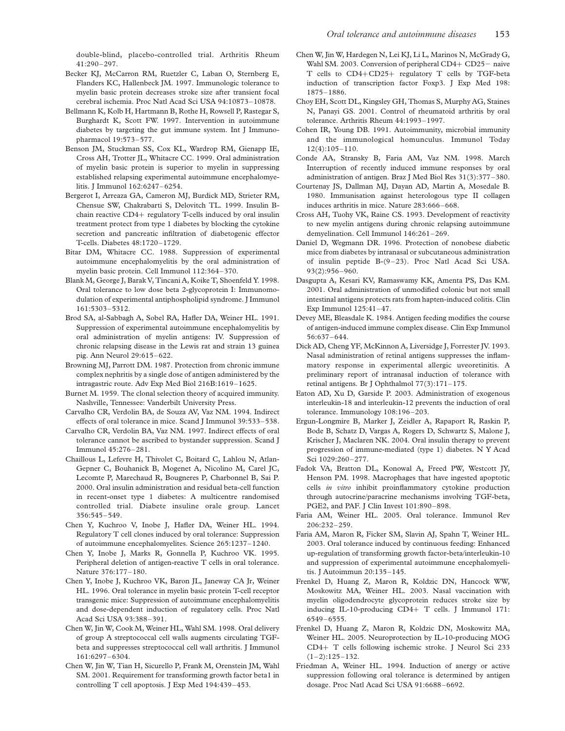double-blind, placebo-controlled trial. Arthritis Rheum 41:290–297.

Becker KJ, McCarron RM, Ruetzler C, Laban O, Sternberg E, Flanders KC, Hallenbeck JM. 1997. Immunologic tolerance to myelin basic protein decreases stroke size after transient focal cerebral ischemia. Proc Natl Acad Sci USA 94:10873–10878.

Bellmann K, Kolb H, Hartmann B, Rothe H, Rowsell P, Rastegar S, Burghardt K, Scott FW. 1997. Intervention in autoimmune diabetes by targeting the gut immune system. Int J Immunopharmacol 19:573–577.

Benson JM, Stuckman SS, Cox KL, Wardrop RM, Gienapp IE, Cross AH, Trotter JL, Whitacre CC. 1999. Oral administration of myelin basic protein is superior to myelin in suppressing established relapsing experimental autoimmune encephalomyelitis. J Immunol 162:6247–6254.

Bergerot I, Arreaza GA, Cameron MJ, Burdick MD, Strieter RM, Chensue SW, Chakrabarti S, Delovitch TL. 1999. Insulin B-chain reactive CD4+ regulatory T-cells induced by oral insulin treatment protect from type 1 diabetes by blocking the cytokine secretion and pancreatic infiltration of diabetogenic effector T-cells. Diabetes 48:1720–1729.

Bitar DM, Whitacre CC. 1988. Suppression of experimental autoimmune encephalomyelitis by the oral administration of myelin basic protein. Cell Immunol 112:364–370.

Blank M, George J, Barak V, Tincani A, Koike T, Shoenfeld Y. 1998. Oral tolerance to low dose beta 2-glycoprotein I: Immunomodulation of experimental antiphospholipid syndrome. J Immunol 161:5303–5312.

Brod SA, al-Sabbagh A, Sobel RA, Hafler DA, Weiner HL. 1991. Suppression of experimental autoimmune encephalomyelitis by oral administration of myelin antigens: IV. Suppression of chronic relapsing disease in the Lewis rat and strain 13 guinea pig. Ann Neurol 29:615–622.

Browning MJ, Parrott DM. 1987. Protection from chronic immune complex nephritis by a single dose of antigen administered by the intragastric route. Adv Exp Med Biol 216B:1619–1625.

Burnet M. 1959. The clonal selection theory of acquired immunity. Nashville, Tennessee: Vanderbilt University Press.

Carvalho CR, Verdolin BA, de Souza AV, Vaz NM. 1994. Indirect effects of oral tolerance in mice. Scand J Immunol 39:533–538.

Carvalho CR, Verdolin BA, Vaz NM. 1997. Indirect effects of oral tolerance cannot be ascribed to bystander suppression. Scand J Immunol 45:276–281.

Chaillous L, Lefevre H, Thivolet C, Boitard C, Lahlou N, Atlan-Gepner C, Bouhanick B, Mogenet A, Nicolino M, Carel JC, Lecomte P, Marechaud R, Bougneres P, Charbonnel B, Sai P. 2000. Oral insulin administration and residual beta-cell function in recent-onset type 1 diabetes: A multicentre randomised controlled trial. Diabete insuline orale group. Lancet 356:545–549.

Chen Y, Kuchroo V, Inobe J, Hafler DA, Weiner HL. 1994. Regulatory T cell clones induced by oral tolerance: Suppression of autoimmune encephalomyelites. Science 265:1237–1240.

Chen Y, Inobe J, Marks R, Gonnella P, Kuchroo VK. 1995. Peripheral deletion of antigen-reactive T cells in oral tolerance. Nature 376:177–180.

Chen Y, Inobe J, Kuchroo VK, Baron JL, Janeway CA Jr, Weiner HL. 1996. Oral tolerance in myelin basic protein T-cell receptor transgenic mice: Suppression of autoimmune encephalomyelitis and dose-dependent induction of regulatory cells. Proc Natl Acad Sci USA 93:388–391.

Chen W, Jin W, Cook M, Weiner HL, Wahl SM. 1998. Oral delivery of group A streptococcal cell walls augments circulating TGF-beta and suppresses streptococcal cell wall arthritis. J Immunol 161:6297–6304.

Chen W, Jin W, Tian H, Sicurello P, Frank M, Orenstein JM, Wahl SM. 2001. Requirement for transforming growth factor beta1 in controlling T cell apoptosis. J Exp Med 194:439–453.

Chen W, Jin W, Hardegen N, Lei KJ, Li L, Marinos N, McGrady G, Wahl SM. 2003. Conversion of peripheral CD4+ CD25− naive T cells to CD4+CD25+ regulatory T cells by TGF-beta induction of transcription factor Foxp3. J Exp Med 198: 1875–1886.

Choy EH, Scott DL, Kingsley GH, Thomas S, Murphy AG, Staines N, Panayi GS. 2001. Control of rheumatoid arthritis by oral tolerance. Arthritis Rheum 44:1993–1997.

Cohen IR, Young DB. 1991. Autoimmunity, microbial immunity and the immunological homunculus. Immunol Today 12(4):105–110.

Conde AA, Stransky B, Faria AM, Vaz NM. 1998. March Interruption of recently induced immune responses by oral administration of antigen. Braz J Med Biol Res 31(3):377–380.

Courtenay JS, Dallman MJ, Dayan AD, Martin A, Mosedale B. 1980. Immunisation against heterologous type II collagen induces arthritis in mice. Nature 283:666–668.

Cross AH, Tuohy VK, Raine CS. 1993. Development of reactivity to new myelin antigens during chronic relapsing autoimmune demyelination. Cell Immunol 146:261–269.

Daniel D, Wegmann DR. 1996. Protection of nonobese diabetic mice from diabetes by intranasal or subcutaneous administration of insulin peptide B-(9–23). Proc Natl Acad Sci USA. 93(2):956–960.

Dasgupta A, Kesari KV, Ramaswamy KK, Amenta PS, Das KM. 2001. Oral administration of unmodified colonic but not small intestinal antigens protects rats from hapten-induced colitis. Clin Exp Immunol 125:41–47.

Devey ME, Bleasdale K. 1984. Antigen feeding modifies the course of antigen-induced immune complex disease. Clin Exp Immunol 56:637–644.

Dick AD, Cheng YF, McKinnon A, Liversidge J, Forrester JV. 1993. Nasal administration of retinal antigens suppresses the inflammatory response in experimental allergic uveoretinitis. A preliminary report of intranasal induction of tolerance with retinal antigens. Br J Ophthalmol 77(3):171–175.

Eaton AD, Xu D, Garside P. 2003. Administration of exogenous interleukin-18 and interleukin-12 prevents the induction of oral tolerance. Immunology 108:196–203.

Ergun-Longmire B, Marker J, Zeidler A, Rapaport R, Raskin P, Bode B, Schatz D, Vargas A, Rogers D, Schwartz S, Malone J, Krischer J, Maclaren NK. 2004. Oral insulin therapy to prevent progression of immune-mediated (type 1) diabetes. N Y Acad Sci 1029:260–277.

Fadok VA, Bratton DL, Konowal A, Freed PW, Westcott JY, Henson PM. 1998. Macrophages that have ingested apoptotic cells *in vitro* inhibit proinflammatory cytokine production through autocrine/paracrine mechanisms involving TGF-beta, PGE2, and PAF. J Clin Invest 101:890–898.

Faria AM, Weiner HL. 2005. Oral tolerance. Immunol Rev 206:232–259.

Faria AM, Maron R, Ficker SM, Slavin AJ, Spahn T, Weiner HL. 2003. Oral tolerance induced by continuous feeding: Enhanced up-regulation of transforming growth factor-beta/interleukin-10 and suppression of experimental autoimmune encephalomyelitis. J Autoimmun 20:135–145.

Frenkel D, Huang Z, Maron R, Koldzic DN, Hancock WW, Moskowitz MA, Weiner HL. 2003. Nasal vaccination with myelin oligodendrocyte glycoprotein reduces stroke size by inducing IL-10-producing CD4+ T cells. J Immunol 171: 6549–6555.

Frenkel D, Huang Z, Maron R, Koldzic DN, Moskowitz MA, Weiner HL. 2005. Neuroprotection by IL-10-producing MOG CD4+ T cells following ischemic stroke. J Neurol Sci 233 (1–2):125–132.

Friedman A, Weiner HL. 1994. Induction of anergy or active suppression following oral tolerance is determined by antigen dosage. Proc Natl Acad Sci USA 91:6688–6692.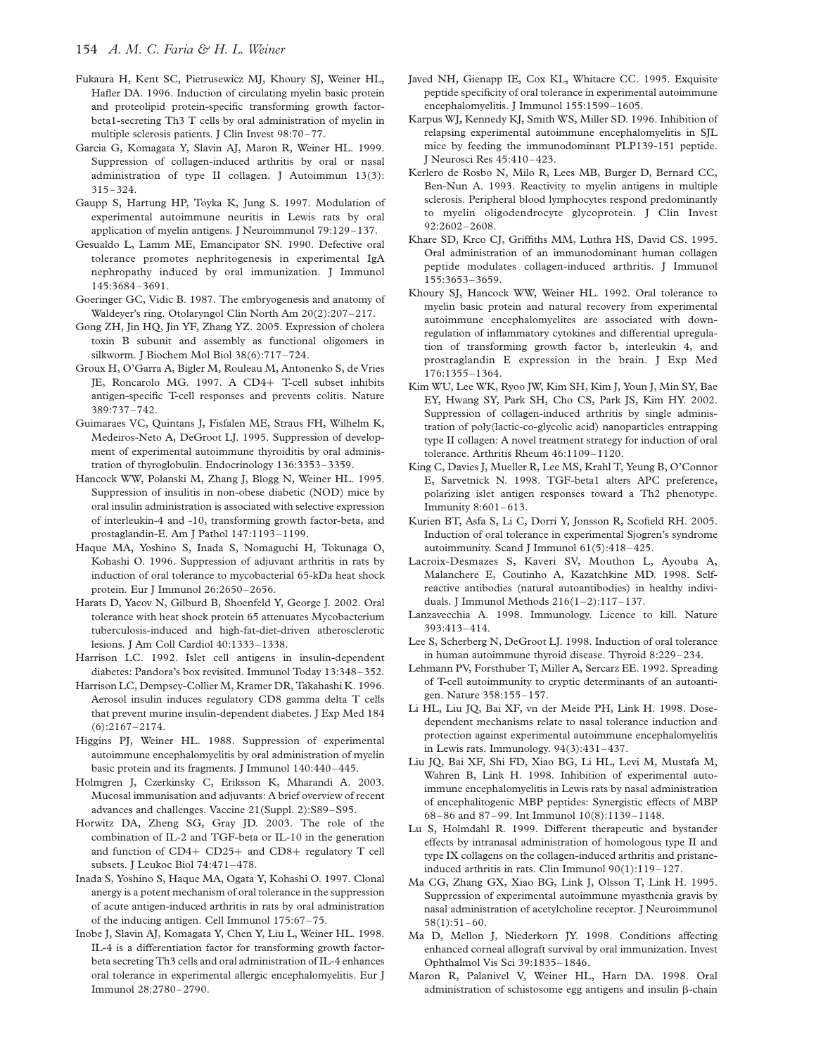Fukaura H, Kent SC, Pietrusewicz MJ, Khoury SJ, Weiner HL, Hafler DA. 1996. Induction of circulating myelin basic protein and proteolipid protein-specific transforming growth factor-beta1-secreting Th3 T cells by oral administration of myelin in multiple sclerosis patients. J Clin Invest 98:70–77.

Garcia G, Komagata Y, Slavin AJ, Maron R, Weiner HL. 1999. Suppression of collagen-induced arthritis by oral or nasal administration of type II collagen. J Autoimmun 13(3): 315–324.

Gaupp S, Hartung HP, Toyka K, Jung S. 1997. Modulation of experimental autoimmune neuritis in Lewis rats by oral application of myelin antigens. J Neuroimmunol 79:129–137.

Gesualdo L, Lamm ME, Emancipator SN. 1990. Defective oral tolerance promotes nephritogenesis in experimental IgA nephropathy induced by oral immunization. J Immunol 145:3684–3691.

Goeringer GC, Vidic B. 1987. The embryogenesis and anatomy of Waldeyer's ring. Otolaryngol Clin North Am 20(2):207–217.

Gong ZH, Jin HQ, Jin YF, Zhang YZ. 2005. Expression of cholera toxin B subunit and assembly as functional oligomers in silkworm. J Biochem Mol Biol 38(6):717–724.

Groux H, O'Garra A, Bigler M, Rouleau M, Antonenko S, de Vries JE, Roncarolo MG. 1997. A CD4+ T-cell subset inhibits antigen-specific T-cell responses and prevents colitis. Nature 389:737–742.

Guimaraes VC, Quintans J, Fisfalen ME, Straus FH, Wilhelm K, Medeiros-Neto A, DeGroot LJ. 1995. Suppression of development of experimental autoimmune thyroiditis by oral administration of thyroglobulin. Endocrinology 136:3353–3359.

Hancock WW, Polanski M, Zhang J, Blogg N, Weiner HL. 1995. Suppression of insulitis in non-obese diabetic (NOD) mice by oral insulin administration is associated with selective expression of interleukin-4 and -10, transforming growth factor-beta, and prostaglandin-E. Am J Pathol 147:1193–1199.

Haque MA, Yoshino S, Inada S, Nomaguchi H, Tokunaga O, Kohashi O. 1996. Suppression of adjuvant arthritis in rats by induction of oral tolerance to mycobacterial 65-kDa heat shock protein. Eur J Immunol 26:2650–2656.

Harats D, Yacov N, Gilburd B, Shoenfeld Y, George J. 2002. Oral tolerance with heat shock protein 65 attenuates Mycobacterium tuberculosis-induced and high-fat-diet-driven atherosclerotic lesions. J Am Coll Cardiol 40:1333–1338.

Harrison LC. 1992. Islet cell antigens in insulin-dependent diabetes: Pandora's box revisited. Immunol Today 13:348–352.

Harrison LC, Dempsey-Collier M, Kramer DR, Takahashi K. 1996. Aerosol insulin induces regulatory CD8 gamma delta T cells that prevent murine insulin-dependent diabetes. J Exp Med 184 (6):2167–2174.

Higgins PJ, Weiner HL. 1988. Suppression of experimental autoimmune encephalomyelitis by oral administration of myelin basic protein and its fragments. J Immunol 140:440–445.

Holmgren J, Czerkinsky C, Eriksson K, Mharandi A. 2003. Mucosal immunisation and adjuvants: A brief overview of recent advances and challenges. Vaccine 21(Suppl. 2):S89–S95.

Horwitz DA, Zheng SG, Gray JD. 2003. The role of the combination of IL-2 and TGF-beta or IL-10 in the generation and function of CD4+ CD25+ and CD8+ regulatory T cell subsets. J Leukoc Biol 74:471–478.

Inada S, Yoshino S, Haque MA, Ogata Y, Kohashi O. 1997. Clonal anergy is a potent mechanism of oral tolerance in the suppression of acute antigen-induced arthritis in rats by oral administration of the inducing antigen. Cell Immunol 175:67–75.

Inobe J, Slavin AJ, Komagata Y, Chen Y, Liu L, Weiner HL. 1998. IL-4 is a differentiation factor for transforming growth factor-beta secreting Th3 cells and oral administration of IL-4 enhances oral tolerance in experimental allergic encephalomyelitis. Eur J Immunol 28:2780–2790.

Javed NH, Gienapp IE, Cox KL, Whitacre CC. 1995. Exquisite peptide specificity of oral tolerance in experimental autoimmune encephalomyelitis. J Immunol 155:1599–1605.

Karpus WJ, Kennedy KJ, Smith WS, Miller SD. 1996. Inhibition of relapsing experimental autoimmune encephalomyelitis in SJL mice by feeding the immunodominant PLP139-151 peptide. J Neurosci Res 45:410–423.

Kerlero de Rosbo N, Milo R, Lees MB, Burger D, Bernard CC, Ben-Nun A. 1993. Reactivity to myelin antigens in multiple sclerosis. Peripheral blood lymphocytes respond predominantly to myelin oligodendrocyte glycoprotein. J Clin Invest 92:2602–2608.

Khare SD, Krco CJ, Griffiths MM, Luthra HS, David CS. 1995. Oral administration of an immunodominant human collagen peptide modulates collagen-induced arthritis. J Immunol 155:3653–3659.

Khoury SJ, Hancock WW, Weiner HL. 1992. Oral tolerance to myelin basic protein and natural recovery from experimental autoimmune encephalomyelites are associated with downregulation of inflammatory cytokines and differential upregulation of transforming growth factor b, interleukin 4, and prostraglandin E expression in the brain. J Exp Med 176:1355–1364.

Kim WU, Lee WK, Ryoo JW, Kim SH, Kim J, Youn J, Min SY, Bae EY, Hwang SY, Park SH, Cho CS, Park JS, Kim HY. 2002. Suppression of collagen-induced arthritis by single administration of poly(lactic-co-glycolic acid) nanoparticles entrapping type II collagen: A novel treatment strategy for induction of oral tolerance. Arthritis Rheum 46:1109–1120.

King C, Davies J, Mueller R, Lee MS, Krahl T, Yeung B, O'Connor E, Sarvetnick N. 1998. TGF-beta1 alters APC preference, polarizing islet antigen responses toward a Th2 phenotype. Immunity 8:601–613.

Kurien BT, Asfa S, Li C, Dorri Y, Jonsson R, Scofield RH. 2005. Induction of oral tolerance in experimental Sjogren's syndrome autoimmunity. Scand J Immunol 61(5):418–425.

Lacroix-Desmazes S, Kaveri SV, Mouthon L, Ayouba A, Malanchere E, Coutinho A, Kazatchkine MD. 1998. Self-reactive antibodies (natural autoantibodies) in healthy individuals. J Immunol Methods 216(1–2):117–137.

Lanzavecchia A. 1998. Immunology. Licence to kill. Nature 393:413–414.

Lee S, Scherberg N, DeGroot LJ. 1998. Induction of oral tolerance in human autoimmune thyroid disease. Thyroid 8:229–234.

Lehmann PV, Forsthuber T, Miller A, Sercarz EE. 1992. Spreading of T-cell autoimmunity to cryptic determinants of an autoantigen. Nature 358:155–157.

Li HL, Liu JQ, Bai XF, vn der Meide PH, Link H. 1998. Dose-dependent mechanisms relate to nasal tolerance induction and protection against experimental autoimmune encephalomyelitis in Lewis rats. Immunology. 94(3):431–437.

Liu JQ, Bai XF, Shi FD, Xiao BG, Li HL, Levi M, Mustafa M, Wahren B, Link H. 1998. Inhibition of experimental autoimmune encephalomyelitis in Lewis rats by nasal administration of encephalitogenic MBP peptides: Synergistic effects of MBP 68–86 and 87–99. Int Immunol 10(8):1139–1148.

Lu S, Holmdahl R. 1999. Different therapeutic and bystander effects by intranasal administration of homologous type II and type IX collagens on the collagen-induced arthritis and pristane-induced arthritis in rats. Clin Immunol 90(1):119–127.

Ma CG, Zhang GX, Xiao BG, Link J, Olsson T, Link H. 1995. Suppression of experimental autoimmune myasthenia gravis by nasal administration of acetylcholine receptor. J Neuroimmunol 58(1):51–60.

Ma D, Mellon J, Niederkorn JY. 1998. Conditions affecting enhanced corneal allograft survival by oral immunization. Invest Ophthalmol Vis Sci 39:1835–1846.

Maron R, Palanivel V, Weiner HL, Harn DA. 1998. Oral administration of schistosome egg antigens and insulin β-chain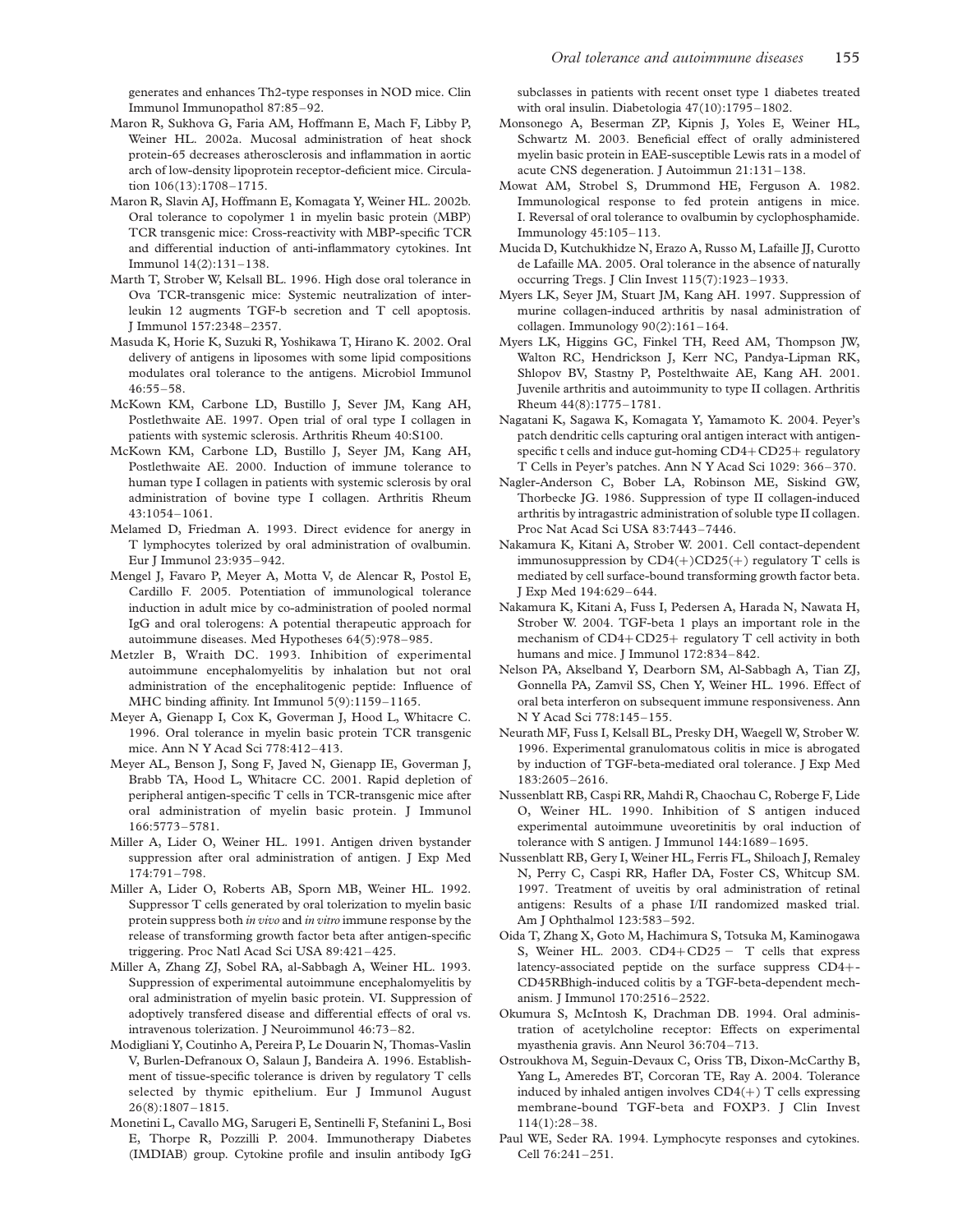generates and enhances Th2-type responses in NOD mice. Clin Immunol Immunopathol 87:85–92.

Maron R, Sukhova G, Faria AM, Hoffmann E, Mach F, Libby P, Weiner HL. 2002a. Mucosal administration of heat shock protein-65 decreases atherosclerosis and inflammation in aortic arch of low-density lipoprotein receptor-deficient mice. Circulation 106(13):1708–1715.

Maron R, Slavin AJ, Hoffmann E, Komagata Y, Weiner HL. 2002b. Oral tolerance to copolymer 1 in myelin basic protein (MBP) TCR transgenic mice: Cross-reactivity with MBP-specific TCR and differential induction of anti-inflammatory cytokines. Int Immunol 14(2):131–138.

Marth T, Strober W, Kelsall BL. 1996. High dose oral tolerance in Ova TCR-transgenic mice: Systemic neutralization of interleukin 12 augments TGF-b secretion and T cell apoptosis. J Immunol 157:2348–2357.

Masuda K, Horie K, Suzuki R, Yoshikawa T, Hirano K. 2002. Oral delivery of antigens in liposomes with some lipid compositions modulates oral tolerance to the antigens. Microbiol Immunol 46:55–58.

McKown KM, Carbone LD, Bustillo J, Sever JM, Kang AH, Postlethwaite AE. 1997. Open trial of oral type I collagen in patients with systemic sclerosis. Arthritis Rheum 40:S100.

McKown KM, Carbone LD, Bustillo J, Seyer JM, Kang AH, Postlethwaite AE. 2000. Induction of immune tolerance to human type I collagen in patients with systemic sclerosis by oral administration of bovine type I collagen. Arthritis Rheum 43:1054–1061.

Melamed D, Friedman A. 1993. Direct evidence for anergy in T lymphocytes tolerized by oral administration of ovalbumin. Eur J Immunol 23:935–942.

Mengel J, Favaro P, Meyer A, Motta V, de Alencar R, Postol E, Cardillo F. 2005. Potentiation of immunological tolerance induction in adult mice by co-administration of pooled normal IgG and oral tolerogens: A potential therapeutic approach for autoimmune diseases. Med Hypotheses 64(5):978–985.

Metzler B, Wraith DC. 1993. Inhibition of experimental autoimmune encephalomyelitis by inhalation but not oral administration of the encephalitogenic peptide: Influence of MHC binding affinity. Int Immunol 5(9):1159–1165.

Meyer A, Gienapp I, Cox K, Goverman J, Hood L, Whitacre C. 1996. Oral tolerance in myelin basic protein TCR transgenic mice. Ann N Y Acad Sci 778:412–413.

Meyer AL, Benson J, Song F, Javed N, Gienapp IE, Goverman J, Brabb TA, Hood L, Whitacre CC. 2001. Rapid depletion of peripheral antigen-specific T cells in TCR-transgenic mice after oral administration of myelin basic protein. J Immunol 166:5773–5781.

Miller A, Lider O, Weiner HL. 1991. Antigen driven bystander suppression after oral administration of antigen. J Exp Med 174:791–798.

Miller A, Lider O, Roberts AB, Sporn MB, Weiner HL. 1992. Suppressor T cells generated by oral tolerization to myelin basic protein suppress both *in vivo* and *in vitro* immune response by the release of transforming growth factor beta after antigen-specific triggering. Proc Natl Acad Sci USA 89:421–425.

Miller A, Zhang ZJ, Sobel RA, al-Sabbagh A, Weiner HL. 1993. Suppression of experimental autoimmune encephalomyelitis by oral administration of myelin basic protein. VI. Suppression of adoptively transfered disease and differential effects of oral vs. intravenous tolerization. J Neuroimmunol 46:73–82.

Modigliani Y, Coutinho A, Pereira P, Le Douarin N, Thomas-Vaslin V, Burlen-Defranoux O, Salaun J, Bandeira A. 1996. Establishment of tissue-specific tolerance is driven by regulatory T cells selected by thymic epithelium. Eur J Immunol August 26(8):1807–1815.

Monetini L, Cavallo MG, Sarugeri E, Sentinelli F, Stefanini L, Bosi E, Thorpe R, Pozzilli P. 2004. Immunotherapy Diabetes (IMDIAB) group. Cytokine profile and insulin antibody IgG subclasses in patients with recent onset type 1 diabetes treated with oral insulin. Diabetologia 47(10):1795–1802.

Monsonego A, Beserman ZP, Kipnis J, Yoles E, Weiner HL, Schwartz M. 2003. Beneficial effect of orally administered myelin basic protein in EAE-susceptible Lewis rats in a model of acute CNS degeneration. J Autoimmun 21:131–138.

Mowat AM, Strobel S, Drummond HE, Ferguson A. 1982. Immunological response to fed protein antigens in mice. I. Reversal of oral tolerance to ovalbumin by cyclophosphamide. Immunology 45:105–113.

Mucida D, Kutchukhidze N, Erazo A, Russo M, Lafaille JJ, Curotto de Lafaille MA. 2005. Oral tolerance in the absence of naturally occurring Tregs. J Clin Invest 115(7):1923–1933.

Myers LK, Seyer JM, Stuart JM, Kang AH. 1997. Suppression of murine collagen-induced arthritis by nasal administration of collagen. Immunology 90(2):161–164.

Myers LK, Higgins GC, Finkel TH, Reed AM, Thompson JW, Walton RC, Hendrickson J, Kerr NC, Pandya-Lipman RK, Shlopov BV, Stastny P, Postelthwaite AE, Kang AH. 2001. Juvenile arthritis and autoimmunity to type II collagen. Arthritis Rheum 44(8):1775–1781.

Nagatani K, Sagawa K, Komagata Y, Yamamoto K. 2004. Peyer's patch dendritic cells capturing oral antigen interact with antigen-specific t cells and induce gut-homing CD4+CD25+ regulatory T Cells in Peyer's patches. Ann N Y Acad Sci 1029: 366–370.

Nagler-Anderson C, Bober LA, Robinson ME, Siskind GW, Thorbecke JG. 1986. Suppression of type II collagen-induced arthritis by intragastric administration of soluble type II collagen. Proc Nat Acad Sci USA 83:7443–7446.

Nakamura K, Kitani A, Strober W. 2001. Cell contact-dependent immunosuppression by CD4(+)CD25(+) regulatory T cells is mediated by cell surface-bound transforming growth factor beta. J Exp Med 194:629–644.

Nakamura K, Kitani A, Fuss I, Pedersen A, Harada N, Nawata H, Strober W. 2004. TGF-beta 1 plays an important role in the mechanism of CD4+CD25+ regulatory T cell activity in both humans and mice. J Immunol 172:834–842.

Nelson PA, Akselband Y, Dearborn SM, Al-Sabbagh A, Tian ZJ, Gonnella PA, Zamvil SS, Chen Y, Weiner HL. 1996. Effect of oral beta interferon on subsequent immune responsiveness. Ann N Y Acad Sci 778:145–155.

Neurath MF, Fuss I, Kelsall BL, Presky DH, Waegell W, Strober W. 1996. Experimental granulomatous colitis in mice is abrogated by induction of TGF-beta-mediated oral tolerance. J Exp Med 183:2605–2616.

Nussenblatt RB, Caspi RR, Mahdi R, Chaochau C, Roberge F, Lide O, Weiner HL. 1990. Inhibition of S antigen induced experimental autoimmune uveoretinitis by oral induction of tolerance with S antigen. J Immunol 144:1689–1695.

Nussenblatt RB, Gery I, Weiner HL, Ferris FL, Shiloach J, Remaley N, Perry C, Caspi RR, Hafler DA, Foster CS, Whitcup SM. 1997. Treatment of uveitis by oral administration of retinal antigens: Results of a phase I/II randomized masked trial. Am J Ophthalmol 123:583–592.

Oida T, Zhang X, Goto M, Hachimura S, Totsuka M, Kaminogawa S, Weiner HL. 2003. CD4+CD25− T cells that express latency-associated peptide on the surface suppress CD4+-CD45RBhigh-induced colitis by a TGF-beta-dependent mechanism. J Immunol 170:2516–2522.

Okumura S, McIntosh K, Drachman DB. 1994. Oral administration of acetylcholine receptor: Effects on experimental myasthenia gravis. Ann Neurol 36:704–713.

Ostroukhova M, Seguin-Devaux C, Oriss TB, Dixon-McCarthy B, Yang L, Ameredes BT, Corcoran TE, Ray A. 2004. Tolerance induced by inhaled antigen involves CD4(+) T cells expressing membrane-bound TGF-beta and FOXP3. J Clin Invest 114(1):28–38.

Paul WE, Seder RA. 1994. Lymphocyte responses and cytokines. Cell 76:241–251.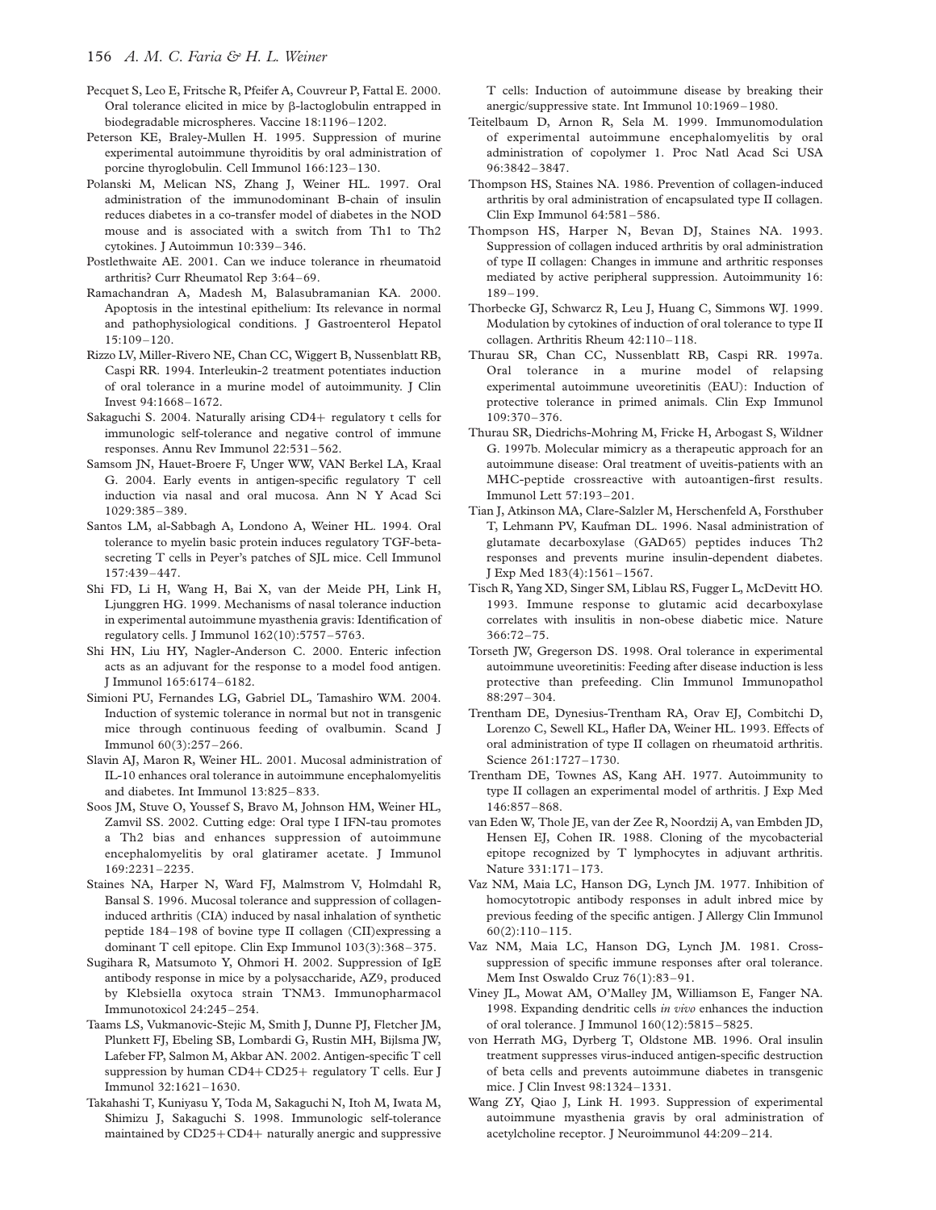Pecquet S, Leo E, Fritsche R, Pfeifer A, Couvreur P, Fattal E. 2000. Oral tolerance elicited in mice by β-lactoglobulin entrapped in biodegradable microspheres. Vaccine 18:1196–1202.

Peterson KE, Braley-Mullen H. 1995. Suppression of murine experimental autoimmune thyroiditis by oral administration of porcine thyroglobulin. Cell Immunol 166:123–130.

Polanski M, Melican NS, Zhang J, Weiner HL. 1997. Oral administration of the immunodominant B-chain of insulin reduces diabetes in a co-transfer model of diabetes in the NOD mouse and is associated with a switch from Th1 to Th2 cytokines. J Autoimmun 10:339–346.

Postlethwaite AE. 2001. Can we induce tolerance in rheumatoid arthritis? Curr Rheumatol Rep 3:64–69.

Ramachandran A, Madesh M, Balasubramanian KA. 2000. Apoptosis in the intestinal epithelium: Its relevance in normal and pathophysiological conditions. J Gastroenterol Hepatol 15:109–120.

Rizzo LV, Miller-Rivero NE, Chan CC, Wiggert B, Nussenblatt RB, Caspi RR. 1994. Interleukin-2 treatment potentiates induction of oral tolerance in a murine model of autoimmunity. J Clin Invest 94:1668–1672.

Sakaguchi S. 2004. Naturally arising CD4+ regulatory t cells for immunologic self-tolerance and negative control of immune responses. Annu Rev Immunol 22:531–562.

Samsom JN, Hauet-Broere F, Unger WW, VAN Berkel LA, Kraal G. 2004. Early events in antigen-specific regulatory T cell induction via nasal and oral mucosa. Ann N Y Acad Sci 1029:385–389.

Santos LM, al-Sabbagh A, Londono A, Weiner HL. 1994. Oral tolerance to myelin basic protein induces regulatory TGF-beta-secreting T cells in Peyer's patches of SJL mice. Cell Immunol 157:439–447.

Shi FD, Li H, Wang H, Bai X, van der Meide PH, Link H, Ljunggren HG. 1999. Mechanisms of nasal tolerance induction in experimental autoimmune myasthenia gravis: Identification of regulatory cells. J Immunol 162(10):5757–5763.

Shi HN, Liu HY, Nagler-Anderson C. 2000. Enteric infection acts as an adjuvant for the response to a model food antigen. J Immunol 165:6174–6182.

Simioni PU, Fernandes LG, Gabriel DL, Tamashiro WM. 2004. Induction of systemic tolerance in normal but not in transgenic mice through continuous feeding of ovalbumin. Scand J Immunol 60(3):257–266.

Slavin AJ, Maron R, Weiner HL. 2001. Mucosal administration of IL-10 enhances oral tolerance in autoimmune encephalomyelitis and diabetes. Int Immunol 13:825–833.

Soos JM, Stuve O, Youssef S, Bravo M, Johnson HM, Weiner HL, Zamvil SS. 2002. Cutting edge: Oral type I IFN-tau promotes a Th2 bias and enhances suppression of autoimmune encephalomyelitis by oral glatiramer acetate. J Immunol 169:2231–2235.

Staines NA, Harper N, Ward FJ, Malmstrom V, Holmdahl R, Bansal S. 1996. Mucosal tolerance and suppression of collagen-induced arthritis (CIA) induced by nasal inhalation of synthetic peptide 184–198 of bovine type II collagen (CII)expressing a dominant T cell epitope. Clin Exp Immunol 103(3):368–375.

Sugihara R, Matsumoto Y, Ohmori H. 2002. Suppression of IgE antibody response in mice by a polysaccharide, AZ9, produced by Klebsiella oxytoca strain TNM3. Immunopharmacol Immunotoxicol 24:245–254.

Taams LS, Vukmanovic-Stejic M, Smith J, Dunne PJ, Fletcher JM, Plunkett FJ, Ebeling SB, Lombardi G, Rustin MH, Bijlsma JW, Lafeber FP, Salmon M, Akbar AN. 2002. Antigen-specific T cell suppression by human CD4+CD25+ regulatory T cells. Eur J Immunol 32:1621–1630.

Takahashi T, Kuniyasu Y, Toda M, Sakaguchi N, Itoh M, Iwata M, Shimizu J, Sakaguchi S. 1998. Immunologic self-tolerance maintained by CD25+CD4+ naturally anergic and suppressive T cells: Induction of autoimmune disease by breaking their anergic/suppressive state. Int Immunol 10:1969–1980.

Teitelbaum D, Arnon R, Sela M. 1999. Immunomodulation of experimental autoimmune encephalomyelitis by oral administration of copolymer 1. Proc Natl Acad Sci USA 96:3842–3847.

Thompson HS, Staines NA. 1986. Prevention of collagen-induced arthritis by oral administration of encapsulated type II collagen. Clin Exp Immunol 64:581–586.

Thompson HS, Harper N, Bevan DJ, Staines NA. 1993. Suppression of collagen induced arthritis by oral administration of type II collagen: Changes in immune and arthritic responses mediated by active peripheral suppression. Autoimmunity 16: 189–199.

Thorbecke GJ, Schwarcz R, Leu J, Huang C, Simmons WJ. 1999. Modulation by cytokines of induction of oral tolerance to type II collagen. Arthritis Rheum 42:110–118.

Thurau SR, Chan CC, Nussenblatt RB, Caspi RR. 1997a. Oral tolerance in a murine model of relapsing experimental autoimmune uveoretinitis (EAU): Induction of protective tolerance in primed animals. Clin Exp Immunol 109:370–376.

Thurau SR, Diedrichs-Mohring M, Fricke H, Arbogast S, Wildner G. 1997b. Molecular mimicry as a therapeutic approach for an autoimmune disease: Oral treatment of uveitis-patients with an MHC-peptide crossreactive with autoantigen-first results. Immunol Lett 57:193–201.

Tian J, Atkinson MA, Clare-Salzler M, Herschenfeld A, Forsthuber T, Lehmann PV, Kaufman DL. 1996. Nasal administration of glutamate decarboxylase (GAD65) peptides induces Th2 responses and prevents murine insulin-dependent diabetes. J Exp Med 183(4):1561–1567.

Tisch R, Yang XD, Singer SM, Liblau RS, Fugger L, McDevitt HO. 1993. Immune response to glutamic acid decarboxylase correlates with insulitis in non-obese diabetic mice. Nature 366:72–75.

Torseth JW, Gregerson DS. 1998. Oral tolerance in experimental autoimmune uveoretinitis: Feeding after disease induction is less protective than prefeeding. Clin Immunol Immunopathol 88:297–304.

Trentham DE, Dynesius-Trentham RA, Orav EJ, Combitchi D, Lorenzo C, Sewell KL, Hafler DA, Weiner HL. 1993. Effects of oral administration of type II collagen on rheumatoid arthritis. Science 261:1727–1730.

Trentham DE, Townes AS, Kang AH. 1977. Autoimmunity to type II collagen an experimental model of arthritis. J Exp Med 146:857–868.

van Eden W, Thole JE, van der Zee R, Noordzij A, van Embden JD, Hensen EJ, Cohen IR. 1988. Cloning of the mycobacterial epitope recognized by T lymphocytes in adjuvant arthritis. Nature 331:171–173.

Vaz NM, Maia LC, Hanson DG, Lynch JM. 1977. Inhibition of homocytotropic antibody responses in adult inbred mice by previous feeding of the specific antigen. J Allergy Clin Immunol 60(2):110–115.

Vaz NM, Maia LC, Hanson DG, Lynch JM. 1981. Cross-suppression of specific immune responses after oral tolerance. Mem Inst Oswaldo Cruz 76(1):83–91.

Viney JL, Mowat AM, O'Malley JM, Williamson E, Fanger NA. 1998. Expanding dendritic cells *in vivo* enhances the induction of oral tolerance. J Immunol 160(12):5815–5825.

von Herrath MG, Dyrberg T, Oldstone MB. 1996. Oral insulin treatment suppresses virus-induced antigen-specific destruction of beta cells and prevents autoimmune diabetes in transgenic mice. J Clin Invest 98:1324–1331.

Wang ZY, Qiao J, Link H. 1993. Suppression of experimental autoimmune myasthenia gravis by oral administration of acetylcholine receptor. J Neuroimmunol 44:209–214.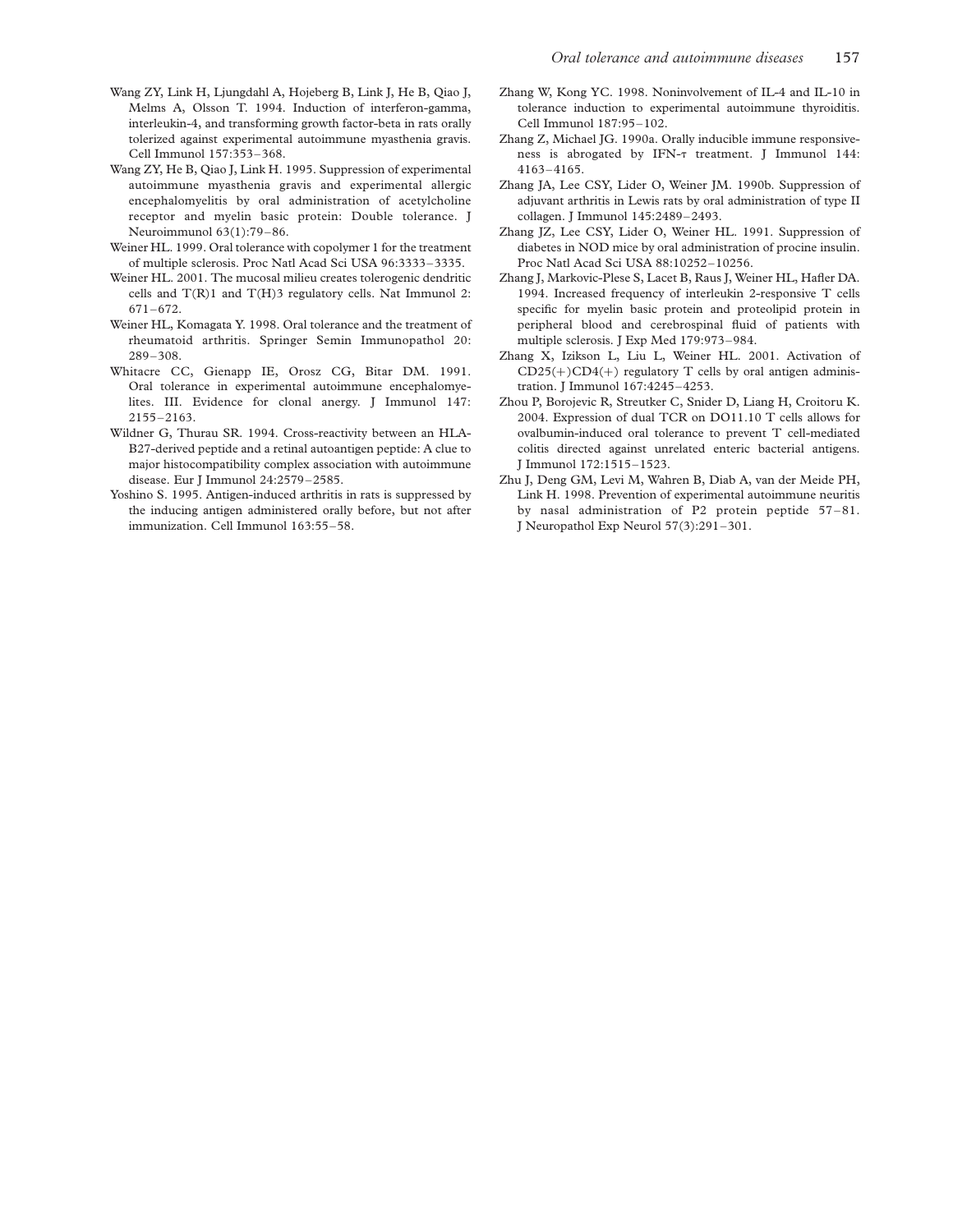Wang ZY, Link H, Ljungdahl A, Hojeberg B, Link J, He B, Qiao J, Melms A, Olsson T. 1994. Induction of interferon-gamma, interleukin-4, and transforming growth factor-beta in rats orally tolerized against experimental autoimmune myasthenia gravis. Cell Immunol 157:353–368.

Wang ZY, He B, Qiao J, Link H. 1995. Suppression of experimental autoimmune myasthenia gravis and experimental allergic encephalomyelitis by oral administration of acetylcholine receptor and myelin basic protein: Double tolerance. J Neuroimmunol 63(1):79–86.

Weiner HL. 1999. Oral tolerance with copolymer 1 for the treatment of multiple sclerosis. Proc Natl Acad Sci USA 96:3333–3335.

Weiner HL. 2001. The mucosal milieu creates tolerogenic dendritic cells and T(R)1 and T(H)3 regulatory cells. Nat Immunol 2: 671–672.

Weiner HL, Komagata Y. 1998. Oral tolerance and the treatment of rheumatoid arthritis. Springer Semin Immunopathol 20: 289–308.

Whitacre CC, Gienapp IE, Orosz CG, Bitar DM. 1991. Oral tolerance in experimental autoimmune encephalomyelites. III. Evidence for clonal anergy. J Immunol 147: 2155–2163.

Wildner G, Thurau SR. 1994. Cross-reactivity between an HLA-B27-derived peptide and a retinal autoantigen peptide: A clue to major histocompatibility complex association with autoimmune disease. Eur J Immunol 24:2579–2585.

Yoshino S. 1995. Antigen-induced arthritis in rats is suppressed by the inducing antigen administered orally before, but not after immunization. Cell Immunol 163:55–58.

Zhang W, Kong YC. 1998. Noninvolvement of IL-4 and IL-10 in tolerance induction to experimental autoimmune thyroiditis. Cell Immunol 187:95–102.

Zhang Z, Michael JG. 1990a. Orally inducible immune responsiveness is abrogated by IFN-τ treatment. J Immunol 144: 4163–4165.

Zhang JA, Lee CSY, Lider O, Weiner JM. 1990b. Suppression of adjuvant arthritis in Lewis rats by oral administration of type II collagen. J Immunol 145:2489–2493.

Zhang JZ, Lee CSY, Lider O, Weiner HL. 1991. Suppression of diabetes in NOD mice by oral administration of procine insulin. Proc Natl Acad Sci USA 88:10252–10256.

Zhang J, Markovic-Plese S, Lacet B, Raus J, Weiner HL, Hafler DA. 1994. Increased frequency of interleukin 2-responsive T cells specific for myelin basic protein and proteolipid protein in peripheral blood and cerebrospinal fluid of patients with multiple sclerosis. J Exp Med 179:973–984.

Zhang X, Izikson L, Liu L, Weiner HL. 2001. Activation of CD25(+)CD4(+) regulatory T cells by oral antigen administration. J Immunol 167:4245–4253.

Zhou P, Borojevic R, Streutker C, Snider D, Liang H, Croitoru K. 2004. Expression of dual TCR on DO11.10 T cells allows for ovalbumin-induced oral tolerance to prevent T cell-mediated colitis directed against unrelated enteric bacterial antigens. J Immunol 172:1515–1523.

Zhu J, Deng GM, Levi M, Wahren B, Diab A, van der Meide PH, Link H. 1998. Prevention of experimental autoimmune neuritis by nasal administration of P2 protein peptide 57–81. J Neuropathol Exp Neurol 57(3):291–301.